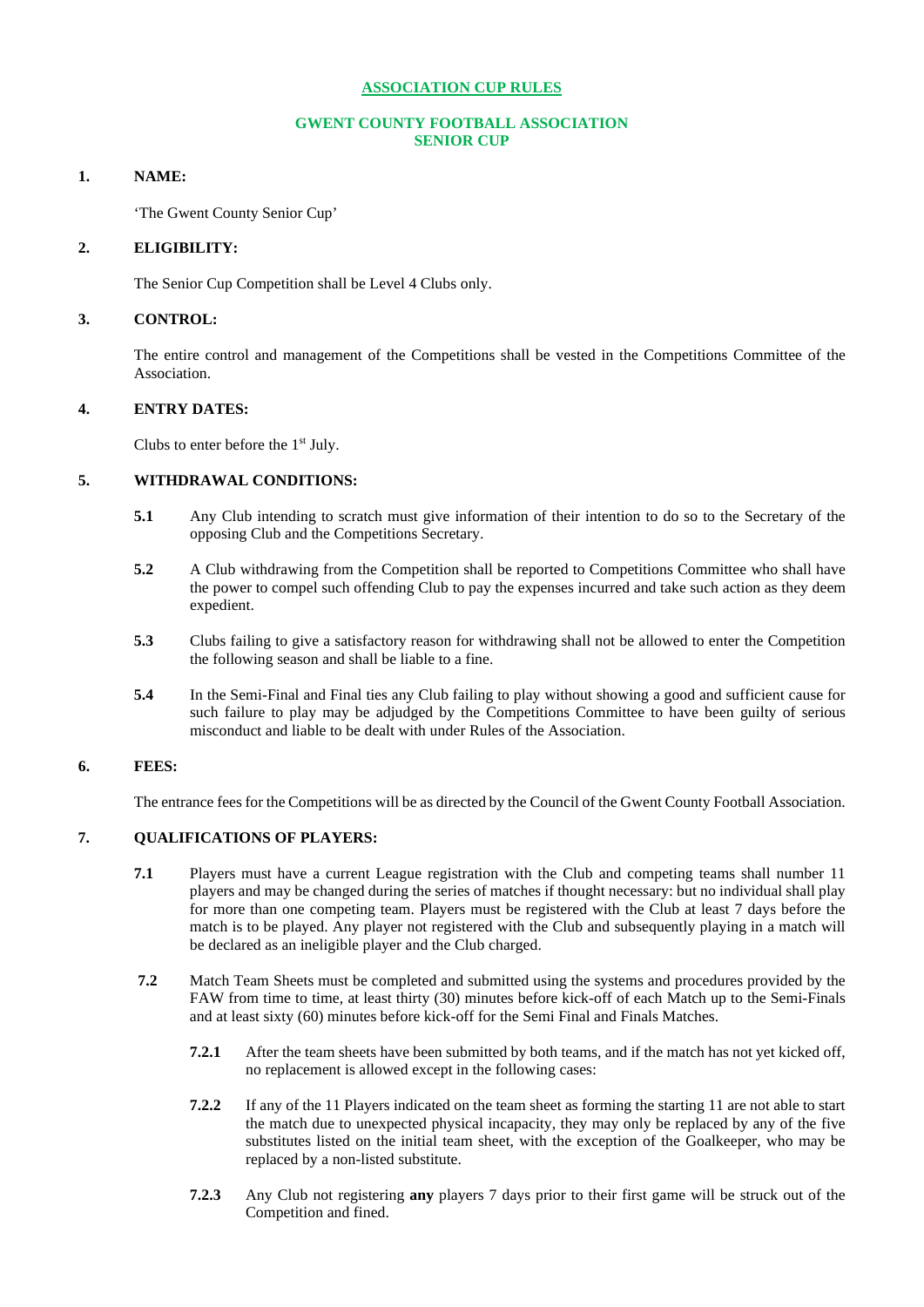# ASSOCIATION CUP RULES

## GWENT COUNTY FOOTBALL ASSOCIATION
## SENIOR CUP

### 1. NAME:

'The Gwent County Senior Cup'

### 2. ELIGIBILITY:

The Senior Cup Competition shall be Level 4 Clubs only.

### 3. CONTROL:

The entire control and management of the Competitions shall be vested in the Competitions Committee of the Association.

### 4. ENTRY DATES:

Clubs to enter before the 1st July.

### 5. WITHDRAWAL CONDITIONS:

**5.1** Any Club intending to scratch must give information of their intention to do so to the Secretary of the opposing Club and the Competitions Secretary.

**5.2** A Club withdrawing from the Competition shall be reported to Competitions Committee who shall have the power to compel such offending Club to pay the expenses incurred and take such action as they deem expedient.

**5.3** Clubs failing to give a satisfactory reason for withdrawing shall not be allowed to enter the Competition the following season and shall be liable to a fine.

**5.4** In the Semi-Final and Final ties any Club failing to play without showing a good and sufficient cause for such failure to play may be adjudged by the Competitions Committee to have been guilty of serious misconduct and liable to be dealt with under Rules of the Association.

### 6. FEES:

The entrance fees for the Competitions will be as directed by the Council of the Gwent County Football Association.

### 7. QUALIFICATIONS OF PLAYERS:

**7.1** Players must have a current League registration with the Club and competing teams shall number 11 players and may be changed during the series of matches if thought necessary: but no individual shall play for more than one competing team. Players must be registered with the Club at least 7 days before the match is to be played. Any player not registered with the Club and subsequently playing in a match will be declared as an ineligible player and the Club charged.

**7.2** Match Team Sheets must be completed and submitted using the systems and procedures provided by the FAW from time to time, at least thirty (30) minutes before kick-off of each Match up to the Semi-Finals and at least sixty (60) minutes before kick-off for the Semi Final and Finals Matches.

**7.2.1** After the team sheets have been submitted by both teams, and if the match has not yet kicked off, no replacement is allowed except in the following cases:

**7.2.2** If any of the 11 Players indicated on the team sheet as forming the starting 11 are not able to start the match due to unexpected physical incapacity, they may only be replaced by any of the five substitutes listed on the initial team sheet, with the exception of the Goalkeeper, who may be replaced by a non-listed substitute.

**7.2.3** Any Club not registering **any** players 7 days prior to their first game will be struck out of the Competition and fined.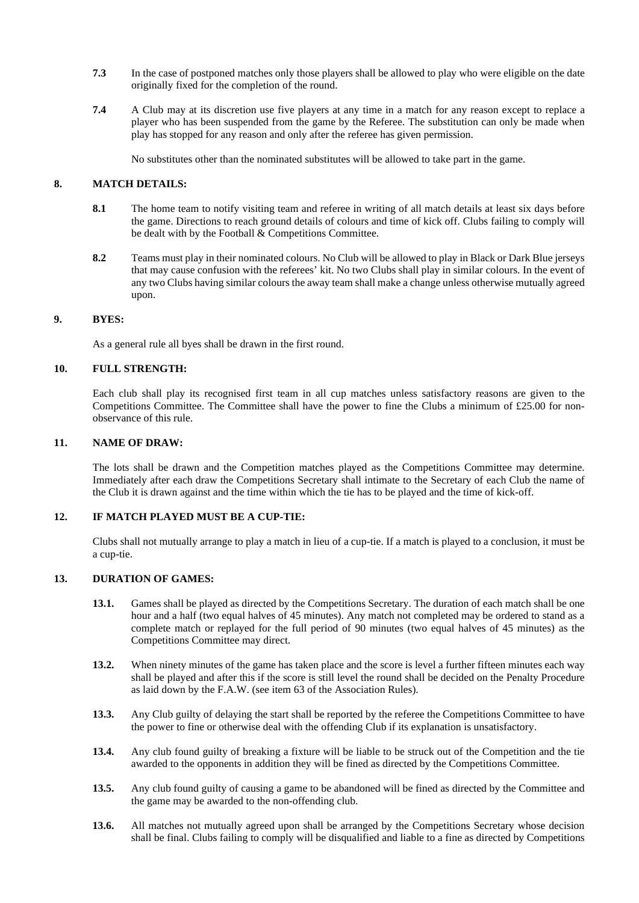**7.3** In the case of postponed matches only those players shall be allowed to play who were eligible on the date originally fixed for the completion of the round.

**7.4** A Club may at its discretion use five players at any time in a match for any reason except to replace a player who has been suspended from the game by the Referee. The substitution can only be made when play has stopped for any reason and only after the referee has given permission.

No substitutes other than the nominated substitutes will be allowed to take part in the game.

## 8. MATCH DETAILS:

**8.1** The home team to notify visiting team and referee in writing of all match details at least six days before the game. Directions to reach ground details of colours and time of kick off. Clubs failing to comply will be dealt with by the Football & Competitions Committee.

**8.2** Teams must play in their nominated colours. No Club will be allowed to play in Black or Dark Blue jerseys that may cause confusion with the referees' kit. No two Clubs shall play in similar colours. In the event of any two Clubs having similar colours the away team shall make a change unless otherwise mutually agreed upon.

## 9. BYES:

As a general rule all byes shall be drawn in the first round.

## 10. FULL STRENGTH:

Each club shall play its recognised first team in all cup matches unless satisfactory reasons are given to the Competitions Committee. The Committee shall have the power to fine the Clubs a minimum of £25.00 for non-observance of this rule.

## 11. NAME OF DRAW:

The lots shall be drawn and the Competition matches played as the Competitions Committee may determine. Immediately after each draw the Competitions Secretary shall intimate to the Secretary of each Club the name of the Club it is drawn against and the time within which the tie has to be played and the time of kick-off.

## 12. IF MATCH PLAYED MUST BE A CUP-TIE:

Clubs shall not mutually arrange to play a match in lieu of a cup-tie. If a match is played to a conclusion, it must be a cup-tie.

## 13. DURATION OF GAMES:

**13.1.** Games shall be played as directed by the Competitions Secretary. The duration of each match shall be one hour and a half (two equal halves of 45 minutes). Any match not completed may be ordered to stand as a complete match or replayed for the full period of 90 minutes (two equal halves of 45 minutes) as the Competitions Committee may direct.

**13.2.** When ninety minutes of the game has taken place and the score is level a further fifteen minutes each way shall be played and after this if the score is still level the round shall be decided on the Penalty Procedure as laid down by the F.A.W. (see item 63 of the Association Rules).

**13.3.** Any Club guilty of delaying the start shall be reported by the referee the Competitions Committee to have the power to fine or otherwise deal with the offending Club if its explanation is unsatisfactory.

**13.4.** Any club found guilty of breaking a fixture will be liable to be struck out of the Competition and the tie awarded to the opponents in addition they will be fined as directed by the Competitions Committee.

**13.5.** Any club found guilty of causing a game to be abandoned will be fined as directed by the Committee and the game may be awarded to the non-offending club.

**13.6.** All matches not mutually agreed upon shall be arranged by the Competitions Secretary whose decision shall be final. Clubs failing to comply will be disqualified and liable to a fine as directed by Competitions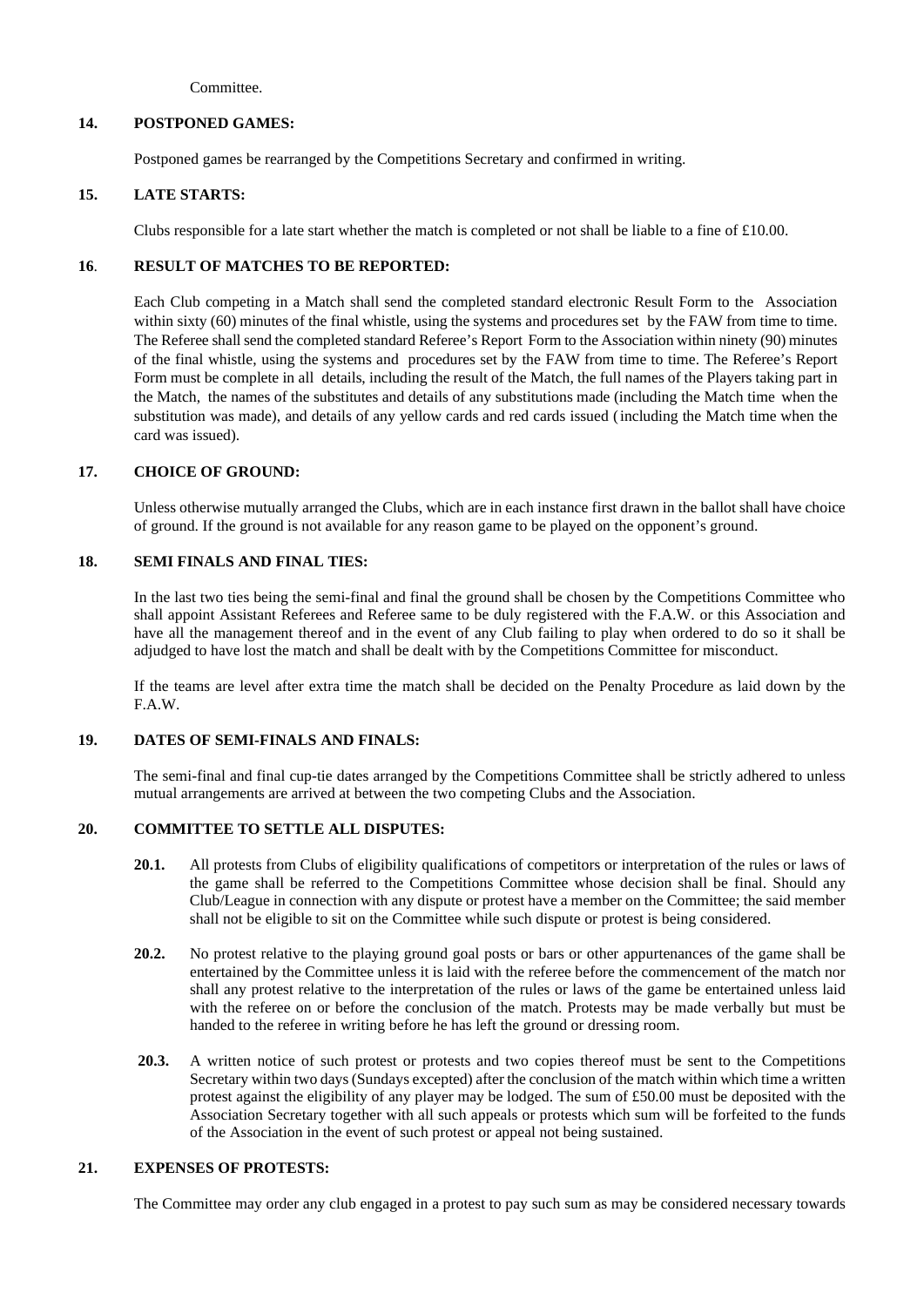Committee.

## 14. POSTPONED GAMES:

Postponed games be rearranged by the Competitions Secretary and confirmed in writing.

## 15. LATE STARTS:

Clubs responsible for a late start whether the match is completed or not shall be liable to a fine of £10.00.

## 16. RESULT OF MATCHES TO BE REPORTED:

Each Club competing in a Match shall send the completed standard electronic Result Form to the Association within sixty (60) minutes of the final whistle, using the systems and procedures set by the FAW from time to time. The Referee shall send the completed standard Referee's Report Form to the Association within ninety (90) minutes of the final whistle, using the systems and procedures set by the FAW from time to time. The Referee's Report Form must be complete in all details, including the result of the Match, the full names of the Players taking part in the Match, the names of the substitutes and details of any substitutions made (including the Match time when the substitution was made), and details of any yellow cards and red cards issued (including the Match time when the card was issued).

## 17. CHOICE OF GROUND:

Unless otherwise mutually arranged the Clubs, which are in each instance first drawn in the ballot shall have choice of ground. If the ground is not available for any reason game to be played on the opponent's ground.

## 18. SEMI FINALS AND FINAL TIES:

In the last two ties being the semi-final and final the ground shall be chosen by the Competitions Committee who shall appoint Assistant Referees and Referee same to be duly registered with the F.A.W. or this Association and have all the management thereof and in the event of any Club failing to play when ordered to do so it shall be adjudged to have lost the match and shall be dealt with by the Competitions Committee for misconduct.

If the teams are level after extra time the match shall be decided on the Penalty Procedure as laid down by the F.A.W.

## 19. DATES OF SEMI-FINALS AND FINALS:

The semi-final and final cup-tie dates arranged by the Competitions Committee shall be strictly adhered to unless mutual arrangements are arrived at between the two competing Clubs and the Association.

## 20. COMMITTEE TO SETTLE ALL DISPUTES:

**20.1.** All protests from Clubs of eligibility qualifications of competitors or interpretation of the rules or laws of the game shall be referred to the Competitions Committee whose decision shall be final. Should any Club/League in connection with any dispute or protest have a member on the Committee; the said member shall not be eligible to sit on the Committee while such dispute or protest is being considered.

**20.2.** No protest relative to the playing ground goal posts or bars or other appurtenances of the game shall be entertained by the Committee unless it is laid with the referee before the commencement of the match nor shall any protest relative to the interpretation of the rules or laws of the game be entertained unless laid with the referee on or before the conclusion of the match. Protests may be made verbally but must be handed to the referee in writing before he has left the ground or dressing room.

**20.3.** A written notice of such protest or protests and two copies thereof must be sent to the Competitions Secretary within two days (Sundays excepted) after the conclusion of the match within which time a written protest against the eligibility of any player may be lodged. The sum of £50.00 must be deposited with the Association Secretary together with all such appeals or protests which sum will be forfeited to the funds of the Association in the event of such protest or appeal not being sustained.

## 21. EXPENSES OF PROTESTS:

The Committee may order any club engaged in a protest to pay such sum as may be considered necessary towards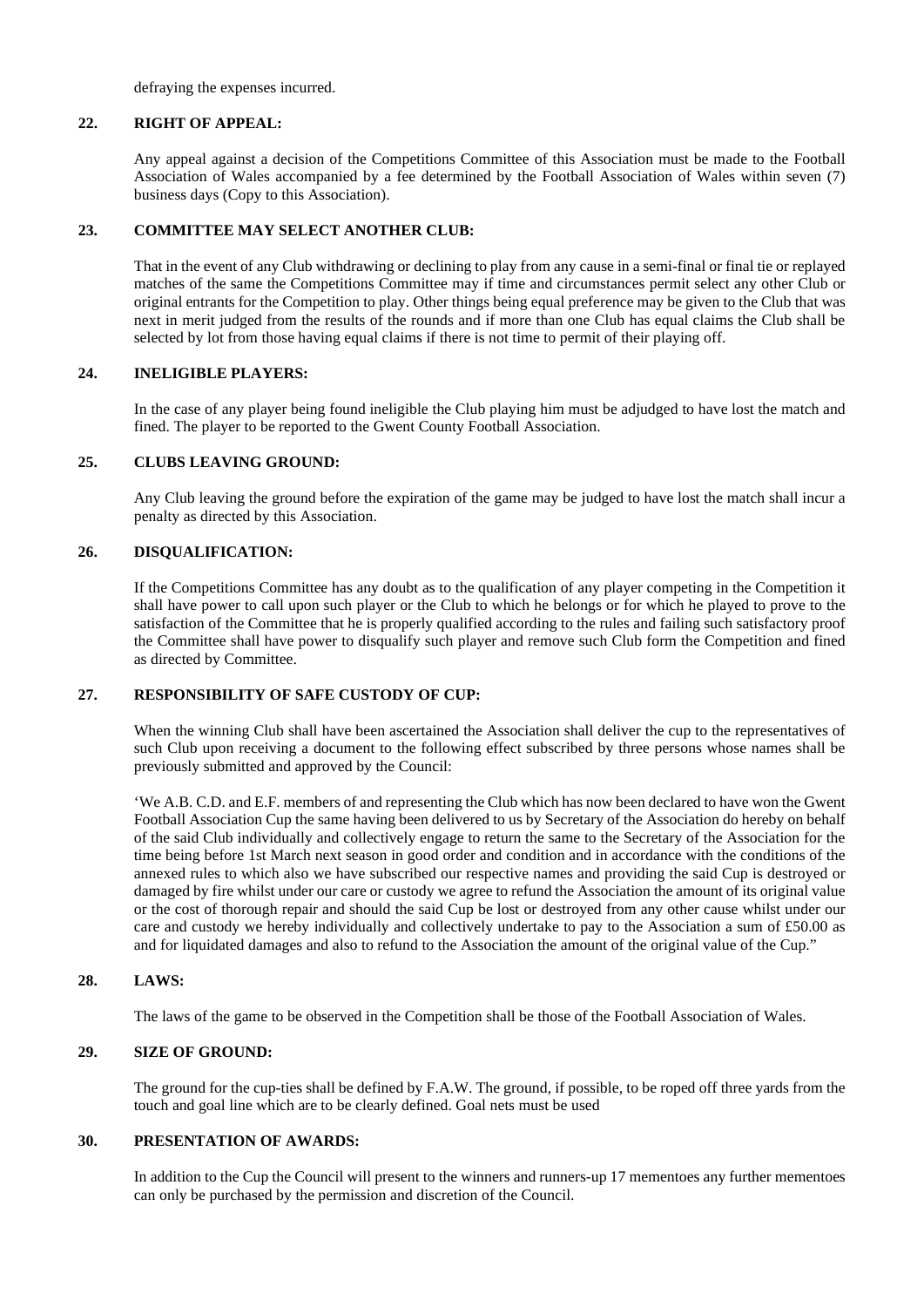defraying the expenses incurred.

**22. RIGHT OF APPEAL:**

Any appeal against a decision of the Competitions Committee of this Association must be made to the Football Association of Wales accompanied by a fee determined by the Football Association of Wales within seven (7) business days (Copy to this Association).

**23. COMMITTEE MAY SELECT ANOTHER CLUB:**

That in the event of any Club withdrawing or declining to play from any cause in a semi-final or final tie or replayed matches of the same the Competitions Committee may if time and circumstances permit select any other Club or original entrants for the Competition to play. Other things being equal preference may be given to the Club that was next in merit judged from the results of the rounds and if more than one Club has equal claims the Club shall be selected by lot from those having equal claims if there is not time to permit of their playing off.

**24. INELIGIBLE PLAYERS:**

In the case of any player being found ineligible the Club playing him must be adjudged to have lost the match and fined. The player to be reported to the Gwent County Football Association.

**25. CLUBS LEAVING GROUND:**

Any Club leaving the ground before the expiration of the game may be judged to have lost the match shall incur a penalty as directed by this Association.

**26. DISQUALIFICATION:**

If the Competitions Committee has any doubt as to the qualification of any player competing in the Competition it shall have power to call upon such player or the Club to which he belongs or for which he played to prove to the satisfaction of the Committee that he is properly qualified according to the rules and failing such satisfactory proof the Committee shall have power to disqualify such player and remove such Club form the Competition and fined as directed by Committee.

**27. RESPONSIBILITY OF SAFE CUSTODY OF CUP:**

When the winning Club shall have been ascertained the Association shall deliver the cup to the representatives of such Club upon receiving a document to the following effect subscribed by three persons whose names shall be previously submitted and approved by the Council:

'We A.B. C.D. and E.F. members of and representing the Club which has now been declared to have won the Gwent Football Association Cup the same having been delivered to us by Secretary of the Association do hereby on behalf of the said Club individually and collectively engage to return the same to the Secretary of the Association for the time being before 1st March next season in good order and condition and in accordance with the conditions of the annexed rules to which also we have subscribed our respective names and providing the said Cup is destroyed or damaged by fire whilst under our care or custody we agree to refund the Association the amount of its original value or the cost of thorough repair and should the said Cup be lost or destroyed from any other cause whilst under our care and custody we hereby individually and collectively undertake to pay to the Association a sum of £50.00 as and for liquidated damages and also to refund to the Association the amount of the original value of the Cup."

**28. LAWS:**

The laws of the game to be observed in the Competition shall be those of the Football Association of Wales.

**29. SIZE OF GROUND:**

The ground for the cup-ties shall be defined by F.A.W. The ground, if possible, to be roped off three yards from the touch and goal line which are to be clearly defined. Goal nets must be used

**30. PRESENTATION OF AWARDS:**

In addition to the Cup the Council will present to the winners and runners-up 17 mementoes any further mementoes can only be purchased by the permission and discretion of the Council.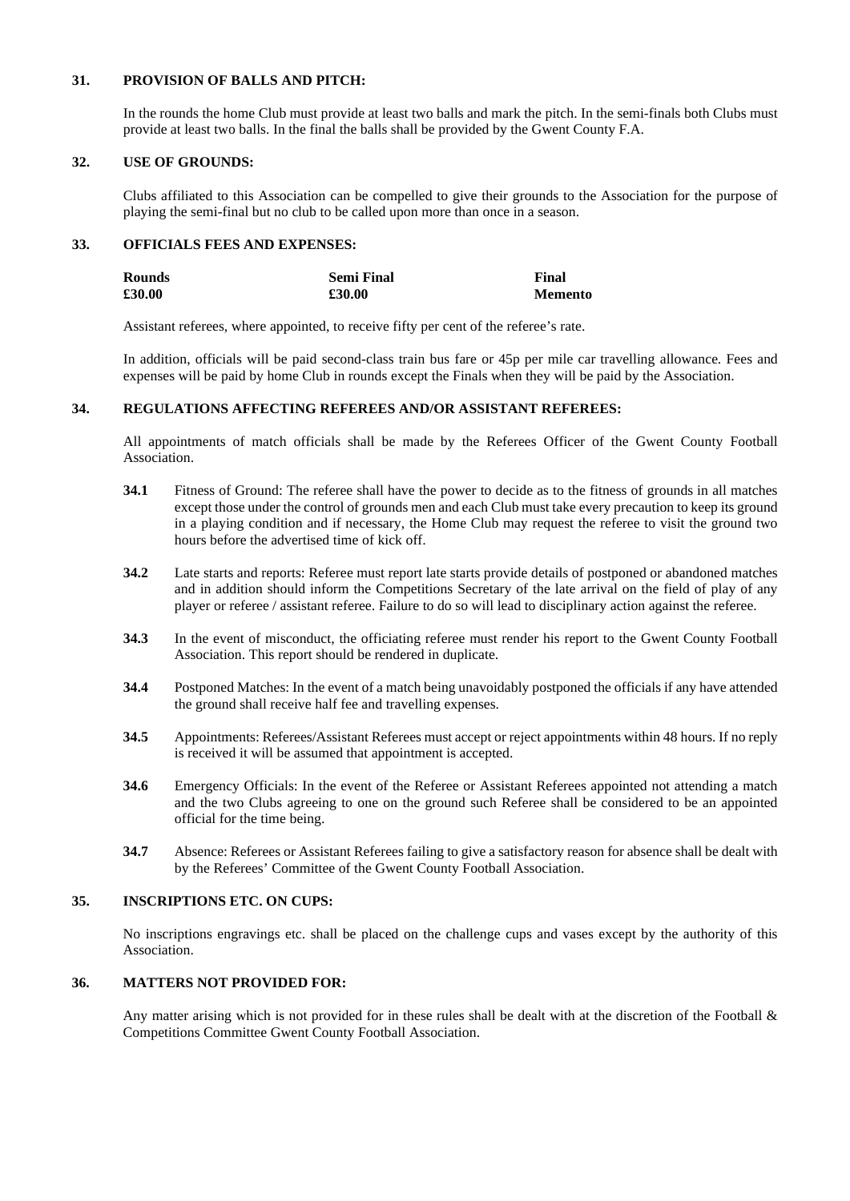## 31. PROVISION OF BALLS AND PITCH:

In the rounds the home Club must provide at least two balls and mark the pitch. In the semi-finals both Clubs must provide at least two balls. In the final the balls shall be provided by the Gwent County F.A.

## 32. USE OF GROUNDS:

Clubs affiliated to this Association can be compelled to give their grounds to the Association for the purpose of playing the semi-final but no club to be called upon more than once in a season.

## 33. OFFICIALS FEES AND EXPENSES:

| Rounds | Semi Final | Final |
|---|---|---|
| £30.00 | £30.00 | Memento |

Assistant referees, where appointed, to receive fifty per cent of the referee's rate.

In addition, officials will be paid second-class train bus fare or 45p per mile car travelling allowance. Fees and expenses will be paid by home Club in rounds except the Finals when they will be paid by the Association.

## 34. REGULATIONS AFFECTING REFEREES AND/OR ASSISTANT REFEREES:

All appointments of match officials shall be made by the Referees Officer of the Gwent County Football Association.

**34.1** Fitness of Ground: The referee shall have the power to decide as to the fitness of grounds in all matches except those under the control of grounds men and each Club must take every precaution to keep its ground in a playing condition and if necessary, the Home Club may request the referee to visit the ground two hours before the advertised time of kick off.

**34.2** Late starts and reports: Referee must report late starts provide details of postponed or abandoned matches and in addition should inform the Competitions Secretary of the late arrival on the field of play of any player or referee / assistant referee. Failure to do so will lead to disciplinary action against the referee.

**34.3** In the event of misconduct, the officiating referee must render his report to the Gwent County Football Association. This report should be rendered in duplicate.

**34.4** Postponed Matches: In the event of a match being unavoidably postponed the officials if any have attended the ground shall receive half fee and travelling expenses.

**34.5** Appointments: Referees/Assistant Referees must accept or reject appointments within 48 hours. If no reply is received it will be assumed that appointment is accepted.

**34.6** Emergency Officials: In the event of the Referee or Assistant Referees appointed not attending a match and the two Clubs agreeing to one on the ground such Referee shall be considered to be an appointed official for the time being.

**34.7** Absence: Referees or Assistant Referees failing to give a satisfactory reason for absence shall be dealt with by the Referees' Committee of the Gwent County Football Association.

## 35. INSCRIPTIONS ETC. ON CUPS:

No inscriptions engravings etc. shall be placed on the challenge cups and vases except by the authority of this Association.

## 36. MATTERS NOT PROVIDED FOR:

Any matter arising which is not provided for in these rules shall be dealt with at the discretion of the Football & Competitions Committee Gwent County Football Association.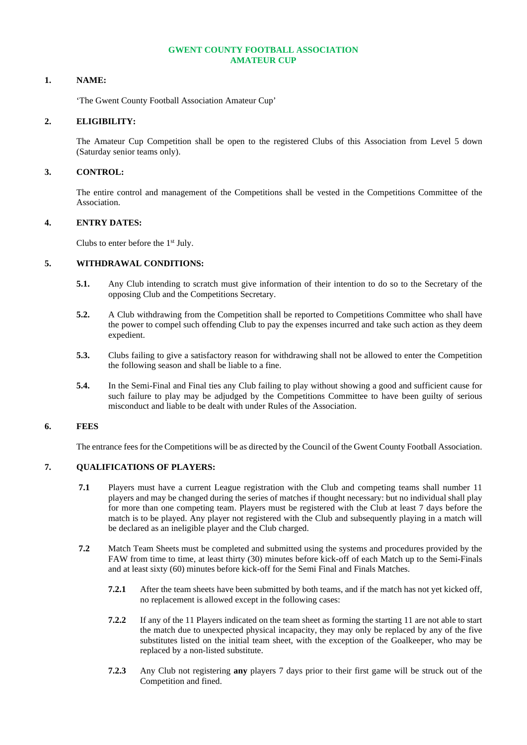**GWENT COUNTY FOOTBALL ASSOCIATION**
**AMATEUR CUP**

## 1. NAME:

'The Gwent County Football Association Amateur Cup'

## 2. ELIGIBILITY:

The Amateur Cup Competition shall be open to the registered Clubs of this Association from Level 5 down (Saturday senior teams only).

## 3. CONTROL:

The entire control and management of the Competitions shall be vested in the Competitions Committee of the Association.

## 4. ENTRY DATES:

Clubs to enter before the 1st July.

## 5. WITHDRAWAL CONDITIONS:

**5.1.** Any Club intending to scratch must give information of their intention to do so to the Secretary of the opposing Club and the Competitions Secretary.

**5.2.** A Club withdrawing from the Competition shall be reported to Competitions Committee who shall have the power to compel such offending Club to pay the expenses incurred and take such action as they deem expedient.

**5.3.** Clubs failing to give a satisfactory reason for withdrawing shall not be allowed to enter the Competition the following season and shall be liable to a fine.

**5.4.** In the Semi-Final and Final ties any Club failing to play without showing a good and sufficient cause for such failure to play may be adjudged by the Competitions Committee to have been guilty of serious misconduct and liable to be dealt with under Rules of the Association.

## 6. FEES

The entrance fees for the Competitions will be as directed by the Council of the Gwent County Football Association.

## 7. QUALIFICATIONS OF PLAYERS:

**7.1** Players must have a current League registration with the Club and competing teams shall number 11 players and may be changed during the series of matches if thought necessary: but no individual shall play for more than one competing team. Players must be registered with the Club at least 7 days before the match is to be played. Any player not registered with the Club and subsequently playing in a match will be declared as an ineligible player and the Club charged.

**7.2** Match Team Sheets must be completed and submitted using the systems and procedures provided by the FAW from time to time, at least thirty (30) minutes before kick-off of each Match up to the Semi-Finals and at least sixty (60) minutes before kick-off for the Semi Final and Finals Matches.

**7.2.1** After the team sheets have been submitted by both teams, and if the match has not yet kicked off, no replacement is allowed except in the following cases:

**7.2.2** If any of the 11 Players indicated on the team sheet as forming the starting 11 are not able to start the match due to unexpected physical incapacity, they may only be replaced by any of the five substitutes listed on the initial team sheet, with the exception of the Goalkeeper, who may be replaced by a non-listed substitute.

**7.2.3** Any Club not registering **any** players 7 days prior to their first game will be struck out of the Competition and fined.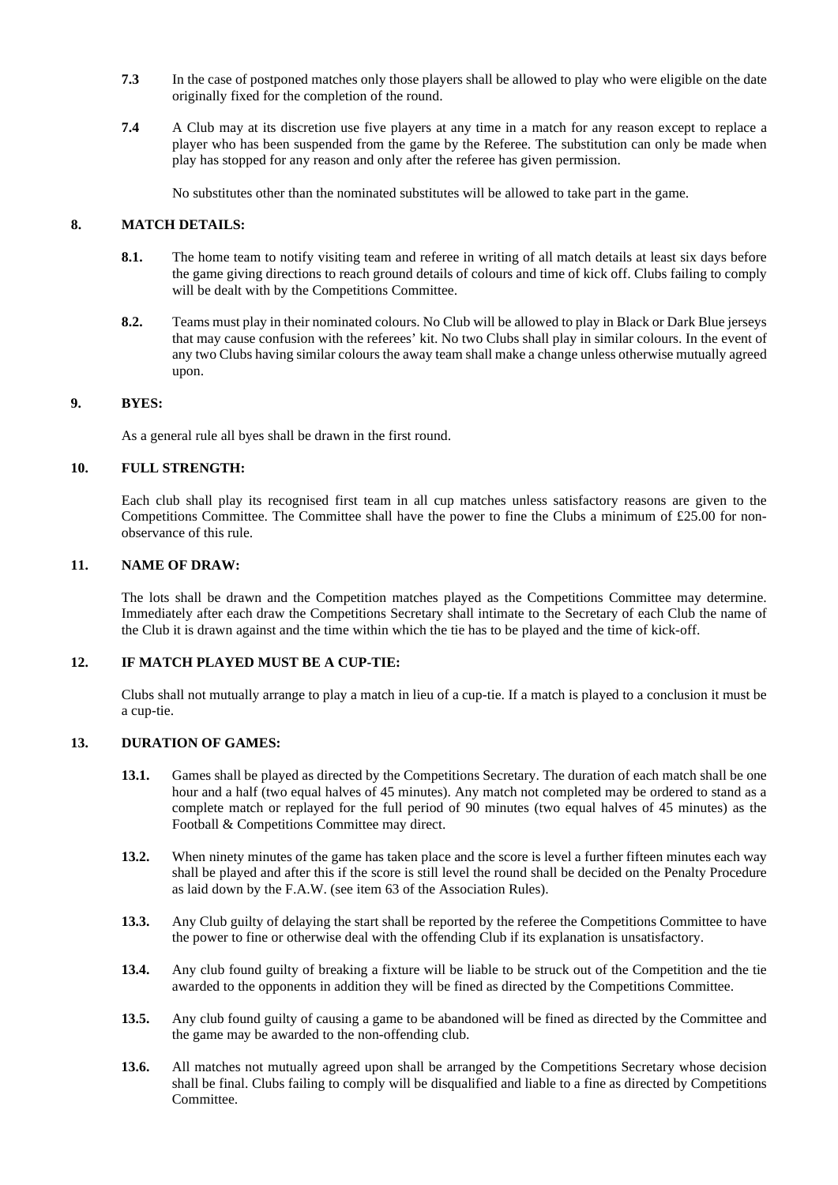**7.3** In the case of postponed matches only those players shall be allowed to play who were eligible on the date originally fixed for the completion of the round.

**7.4** A Club may at its discretion use five players at any time in a match for any reason except to replace a player who has been suspended from the game by the Referee. The substitution can only be made when play has stopped for any reason and only after the referee has given permission.

No substitutes other than the nominated substitutes will be allowed to take part in the game.

## 8. MATCH DETAILS:

**8.1.** The home team to notify visiting team and referee in writing of all match details at least six days before the game giving directions to reach ground details of colours and time of kick off. Clubs failing to comply will be dealt with by the Competitions Committee.

**8.2.** Teams must play in their nominated colours. No Club will be allowed to play in Black or Dark Blue jerseys that may cause confusion with the referees' kit. No two Clubs shall play in similar colours. In the event of any two Clubs having similar colours the away team shall make a change unless otherwise mutually agreed upon.

## 9. BYES:

As a general rule all byes shall be drawn in the first round.

## 10. FULL STRENGTH:

Each club shall play its recognised first team in all cup matches unless satisfactory reasons are given to the Competitions Committee. The Committee shall have the power to fine the Clubs a minimum of £25.00 for non-observance of this rule.

## 11. NAME OF DRAW:

The lots shall be drawn and the Competition matches played as the Competitions Committee may determine. Immediately after each draw the Competitions Secretary shall intimate to the Secretary of each Club the name of the Club it is drawn against and the time within which the tie has to be played and the time of kick-off.

## 12. IF MATCH PLAYED MUST BE A CUP-TIE:

Clubs shall not mutually arrange to play a match in lieu of a cup-tie. If a match is played to a conclusion it must be a cup-tie.

## 13. DURATION OF GAMES:

**13.1.** Games shall be played as directed by the Competitions Secretary. The duration of each match shall be one hour and a half (two equal halves of 45 minutes). Any match not completed may be ordered to stand as a complete match or replayed for the full period of 90 minutes (two equal halves of 45 minutes) as the Football & Competitions Committee may direct.

**13.2.** When ninety minutes of the game has taken place and the score is level a further fifteen minutes each way shall be played and after this if the score is still level the round shall be decided on the Penalty Procedure as laid down by the F.A.W. (see item 63 of the Association Rules).

**13.3.** Any Club guilty of delaying the start shall be reported by the referee the Competitions Committee to have the power to fine or otherwise deal with the offending Club if its explanation is unsatisfactory.

**13.4.** Any club found guilty of breaking a fixture will be liable to be struck out of the Competition and the tie awarded to the opponents in addition they will be fined as directed by the Competitions Committee.

**13.5.** Any club found guilty of causing a game to be abandoned will be fined as directed by the Committee and the game may be awarded to the non-offending club.

**13.6.** All matches not mutually agreed upon shall be arranged by the Competitions Secretary whose decision shall be final. Clubs failing to comply will be disqualified and liable to a fine as directed by Competitions Committee.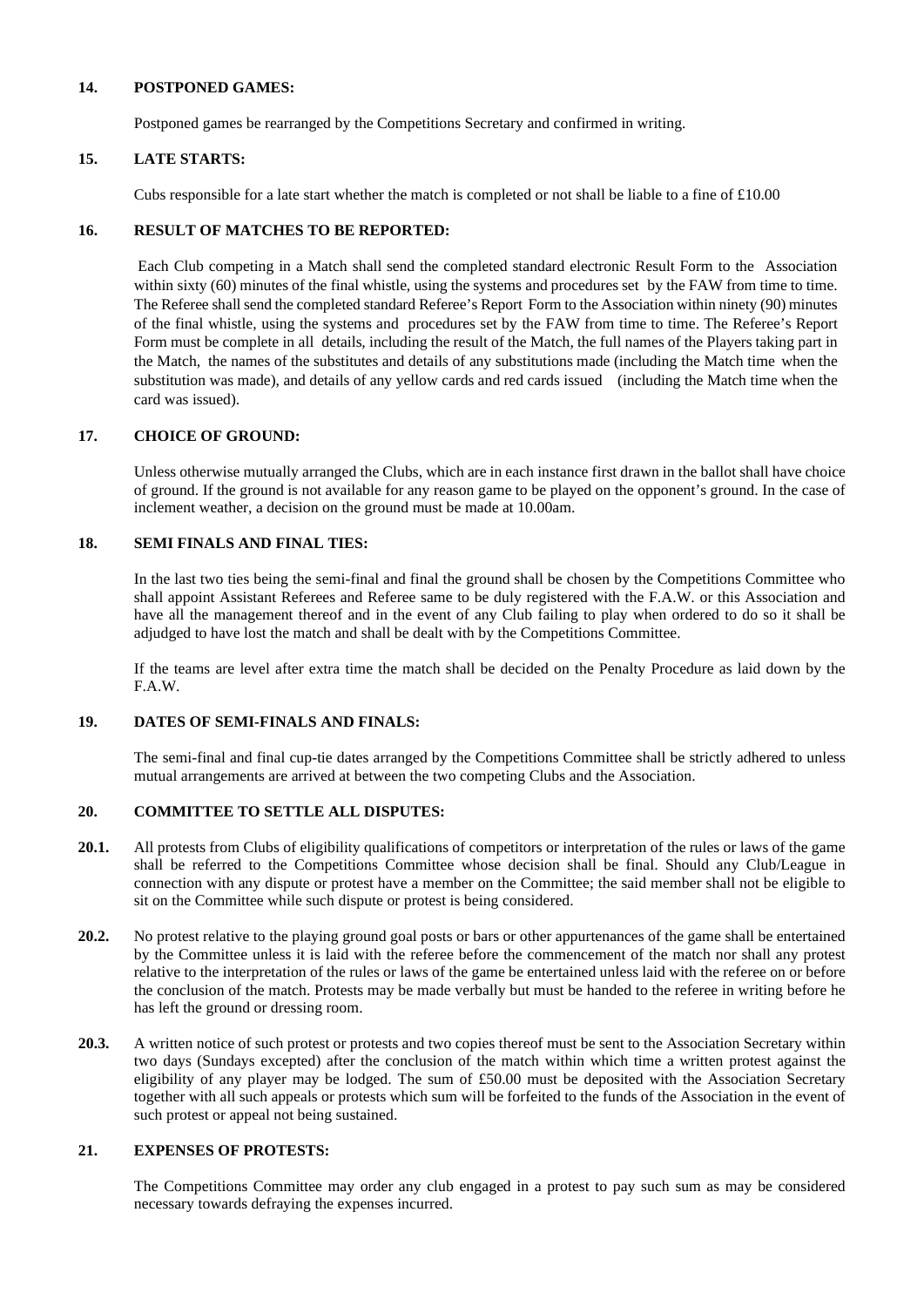## 14. POSTPONED GAMES:

Postponed games be rearranged by the Competitions Secretary and confirmed in writing.

## 15. LATE STARTS:

Cubs responsible for a late start whether the match is completed or not shall be liable to a fine of £10.00

## 16. RESULT OF MATCHES TO BE REPORTED:

Each Club competing in a Match shall send the completed standard electronic Result Form to the Association within sixty (60) minutes of the final whistle, using the systems and procedures set by the FAW from time to time. The Referee shall send the completed standard Referee's Report Form to the Association within ninety (90) minutes of the final whistle, using the systems and procedures set by the FAW from time to time. The Referee's Report Form must be complete in all details, including the result of the Match, the full names of the Players taking part in the Match, the names of the substitutes and details of any substitutions made (including the Match time when the substitution was made), and details of any yellow cards and red cards issued (including the Match time when the card was issued).

## 17. CHOICE OF GROUND:

Unless otherwise mutually arranged the Clubs, which are in each instance first drawn in the ballot shall have choice of ground. If the ground is not available for any reason game to be played on the opponent's ground. In the case of inclement weather, a decision on the ground must be made at 10.00am.

## 18. SEMI FINALS AND FINAL TIES:

In the last two ties being the semi-final and final the ground shall be chosen by the Competitions Committee who shall appoint Assistant Referees and Referee same to be duly registered with the F.A.W. or this Association and have all the management thereof and in the event of any Club failing to play when ordered to do so it shall be adjudged to have lost the match and shall be dealt with by the Competitions Committee.

If the teams are level after extra time the match shall be decided on the Penalty Procedure as laid down by the F.A.W.

## 19. DATES OF SEMI-FINALS AND FINALS:

The semi-final and final cup-tie dates arranged by the Competitions Committee shall be strictly adhered to unless mutual arrangements are arrived at between the two competing Clubs and the Association.

## 20. COMMITTEE TO SETTLE ALL DISPUTES:

**20.1.** All protests from Clubs of eligibility qualifications of competitors or interpretation of the rules or laws of the game shall be referred to the Competitions Committee whose decision shall be final. Should any Club/League in connection with any dispute or protest have a member on the Committee; the said member shall not be eligible to sit on the Committee while such dispute or protest is being considered.

**20.2.** No protest relative to the playing ground goal posts or bars or other appurtenances of the game shall be entertained by the Committee unless it is laid with the referee before the commencement of the match nor shall any protest relative to the interpretation of the rules or laws of the game be entertained unless laid with the referee on or before the conclusion of the match. Protests may be made verbally but must be handed to the referee in writing before he has left the ground or dressing room.

**20.3.** A written notice of such protest or protests and two copies thereof must be sent to the Association Secretary within two days (Sundays excepted) after the conclusion of the match within which time a written protest against the eligibility of any player may be lodged. The sum of £50.00 must be deposited with the Association Secretary together with all such appeals or protests which sum will be forfeited to the funds of the Association in the event of such protest or appeal not being sustained.

## 21. EXPENSES OF PROTESTS:

The Competitions Committee may order any club engaged in a protest to pay such sum as may be considered necessary towards defraying the expenses incurred.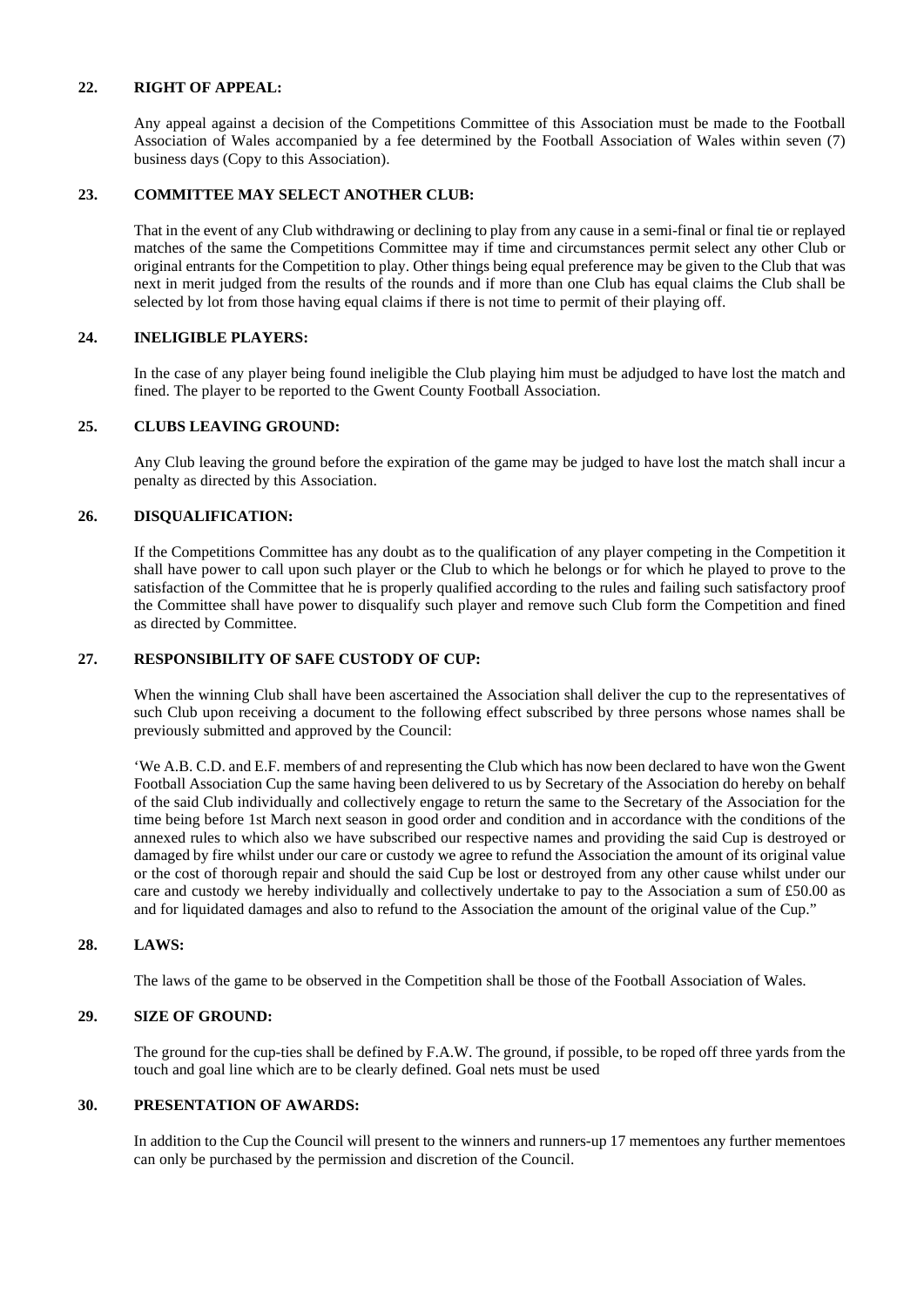## 22. RIGHT OF APPEAL:

Any appeal against a decision of the Competitions Committee of this Association must be made to the Football Association of Wales accompanied by a fee determined by the Football Association of Wales within seven (7) business days (Copy to this Association).

## 23. COMMITTEE MAY SELECT ANOTHER CLUB:

That in the event of any Club withdrawing or declining to play from any cause in a semi-final or final tie or replayed matches of the same the Competitions Committee may if time and circumstances permit select any other Club or original entrants for the Competition to play. Other things being equal preference may be given to the Club that was next in merit judged from the results of the rounds and if more than one Club has equal claims the Club shall be selected by lot from those having equal claims if there is not time to permit of their playing off.

## 24. INELIGIBLE PLAYERS:

In the case of any player being found ineligible the Club playing him must be adjudged to have lost the match and fined. The player to be reported to the Gwent County Football Association.

## 25. CLUBS LEAVING GROUND:

Any Club leaving the ground before the expiration of the game may be judged to have lost the match shall incur a penalty as directed by this Association.

## 26. DISQUALIFICATION:

If the Competitions Committee has any doubt as to the qualification of any player competing in the Competition it shall have power to call upon such player or the Club to which he belongs or for which he played to prove to the satisfaction of the Committee that he is properly qualified according to the rules and failing such satisfactory proof the Committee shall have power to disqualify such player and remove such Club form the Competition and fined as directed by Committee.

## 27. RESPONSIBILITY OF SAFE CUSTODY OF CUP:

When the winning Club shall have been ascertained the Association shall deliver the cup to the representatives of such Club upon receiving a document to the following effect subscribed by three persons whose names shall be previously submitted and approved by the Council:

'We A.B. C.D. and E.F. members of and representing the Club which has now been declared to have won the Gwent Football Association Cup the same having been delivered to us by Secretary of the Association do hereby on behalf of the said Club individually and collectively engage to return the same to the Secretary of the Association for the time being before 1st March next season in good order and condition and in accordance with the conditions of the annexed rules to which also we have subscribed our respective names and providing the said Cup is destroyed or damaged by fire whilst under our care or custody we agree to refund the Association the amount of its original value or the cost of thorough repair and should the said Cup be lost or destroyed from any other cause whilst under our care and custody we hereby individually and collectively undertake to pay to the Association a sum of £50.00 as and for liquidated damages and also to refund to the Association the amount of the original value of the Cup."

## 28. LAWS:

The laws of the game to be observed in the Competition shall be those of the Football Association of Wales.

## 29. SIZE OF GROUND:

The ground for the cup-ties shall be defined by F.A.W. The ground, if possible, to be roped off three yards from the touch and goal line which are to be clearly defined. Goal nets must be used

## 30. PRESENTATION OF AWARDS:

In addition to the Cup the Council will present to the winners and runners-up 17 mementoes any further mementoes can only be purchased by the permission and discretion of the Council.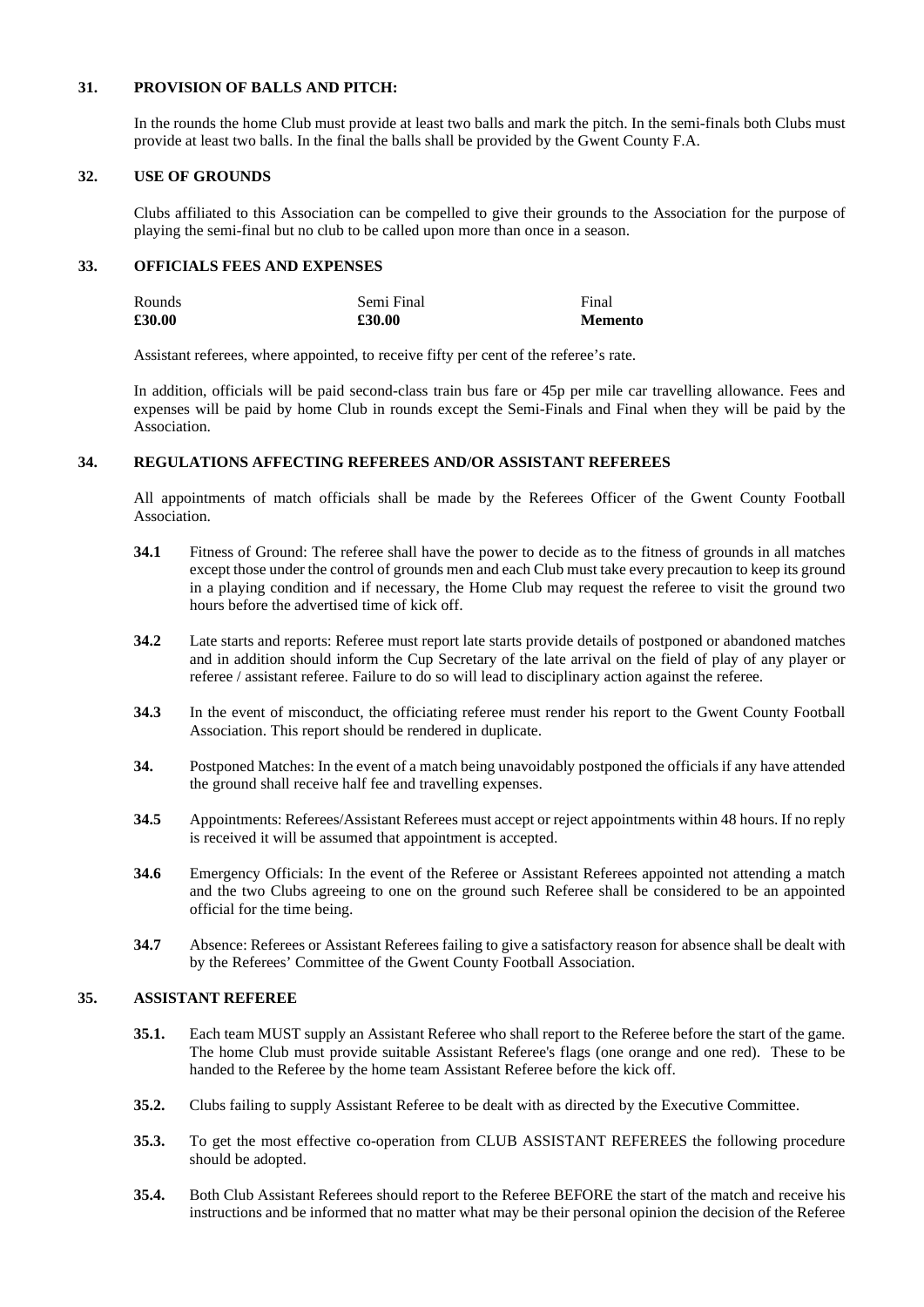## 31. PROVISION OF BALLS AND PITCH:

In the rounds the home Club must provide at least two balls and mark the pitch. In the semi-finals both Clubs must provide at least two balls. In the final the balls shall be provided by the Gwent County F.A.

## 32. USE OF GROUNDS

Clubs affiliated to this Association can be compelled to give their grounds to the Association for the purpose of playing the semi-final but no club to be called upon more than once in a season.

## 33. OFFICIALS FEES AND EXPENSES

| Rounds | Semi Final | Final |
|---|---|---|
| **£30.00** | **£30.00** | **Memento** |

Assistant referees, where appointed, to receive fifty per cent of the referee's rate.

In addition, officials will be paid second-class train bus fare or 45p per mile car travelling allowance. Fees and expenses will be paid by home Club in rounds except the Semi-Finals and Final when they will be paid by the Association.

## 34. REGULATIONS AFFECTING REFEREES AND/OR ASSISTANT REFEREES

All appointments of match officials shall be made by the Referees Officer of the Gwent County Football Association.

**34.1** Fitness of Ground: The referee shall have the power to decide as to the fitness of grounds in all matches except those under the control of grounds men and each Club must take every precaution to keep its ground in a playing condition and if necessary, the Home Club may request the referee to visit the ground two hours before the advertised time of kick off.

**34.2** Late starts and reports: Referee must report late starts provide details of postponed or abandoned matches and in addition should inform the Cup Secretary of the late arrival on the field of play of any player or referee / assistant referee. Failure to do so will lead to disciplinary action against the referee.

**34.3** In the event of misconduct, the officiating referee must render his report to the Gwent County Football Association. This report should be rendered in duplicate.

**34.** Postponed Matches: In the event of a match being unavoidably postponed the officials if any have attended the ground shall receive half fee and travelling expenses.

**34.5** Appointments: Referees/Assistant Referees must accept or reject appointments within 48 hours. If no reply is received it will be assumed that appointment is accepted.

**34.6** Emergency Officials: In the event of the Referee or Assistant Referees appointed not attending a match and the two Clubs agreeing to one on the ground such Referee shall be considered to be an appointed official for the time being.

**34.7** Absence: Referees or Assistant Referees failing to give a satisfactory reason for absence shall be dealt with by the Referees' Committee of the Gwent County Football Association.

## 35. ASSISTANT REFEREE

**35.1.** Each team MUST supply an Assistant Referee who shall report to the Referee before the start of the game. The home Club must provide suitable Assistant Referee's flags (one orange and one red). These to be handed to the Referee by the home team Assistant Referee before the kick off.

**35.2.** Clubs failing to supply Assistant Referee to be dealt with as directed by the Executive Committee.

**35.3.** To get the most effective co-operation from CLUB ASSISTANT REFEREES the following procedure should be adopted.

**35.4.** Both Club Assistant Referees should report to the Referee BEFORE the start of the match and receive his instructions and be informed that no matter what may be their personal opinion the decision of the Referee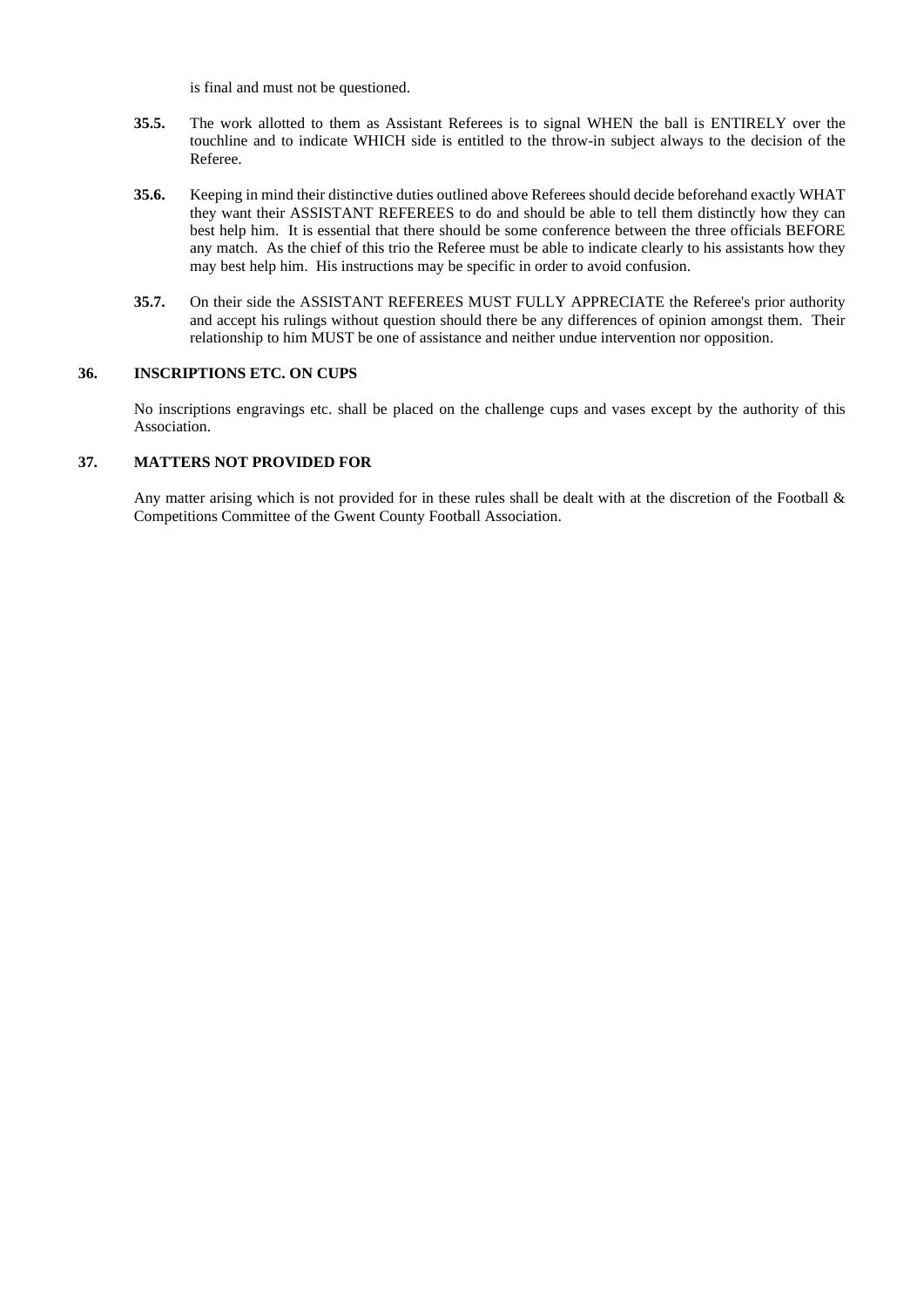is final and must not be questioned.

**35.5.** The work allotted to them as Assistant Referees is to signal WHEN the ball is ENTIRELY over the touchline and to indicate WHICH side is entitled to the throw-in subject always to the decision of the Referee.

**35.6.** Keeping in mind their distinctive duties outlined above Referees should decide beforehand exactly WHAT they want their ASSISTANT REFEREES to do and should be able to tell them distinctly how they can best help him. It is essential that there should be some conference between the three officials BEFORE any match. As the chief of this trio the Referee must be able to indicate clearly to his assistants how they may best help him. His instructions may be specific in order to avoid confusion.

**35.7.** On their side the ASSISTANT REFEREES MUST FULLY APPRECIATE the Referee's prior authority and accept his rulings without question should there be any differences of opinion amongst them. Their relationship to him MUST be one of assistance and neither undue intervention nor opposition.

## 36. INSCRIPTIONS ETC. ON CUPS

No inscriptions engravings etc. shall be placed on the challenge cups and vases except by the authority of this Association.

## 37. MATTERS NOT PROVIDED FOR

Any matter arising which is not provided for in these rules shall be dealt with at the discretion of the Football & Competitions Committee of the Gwent County Football Association.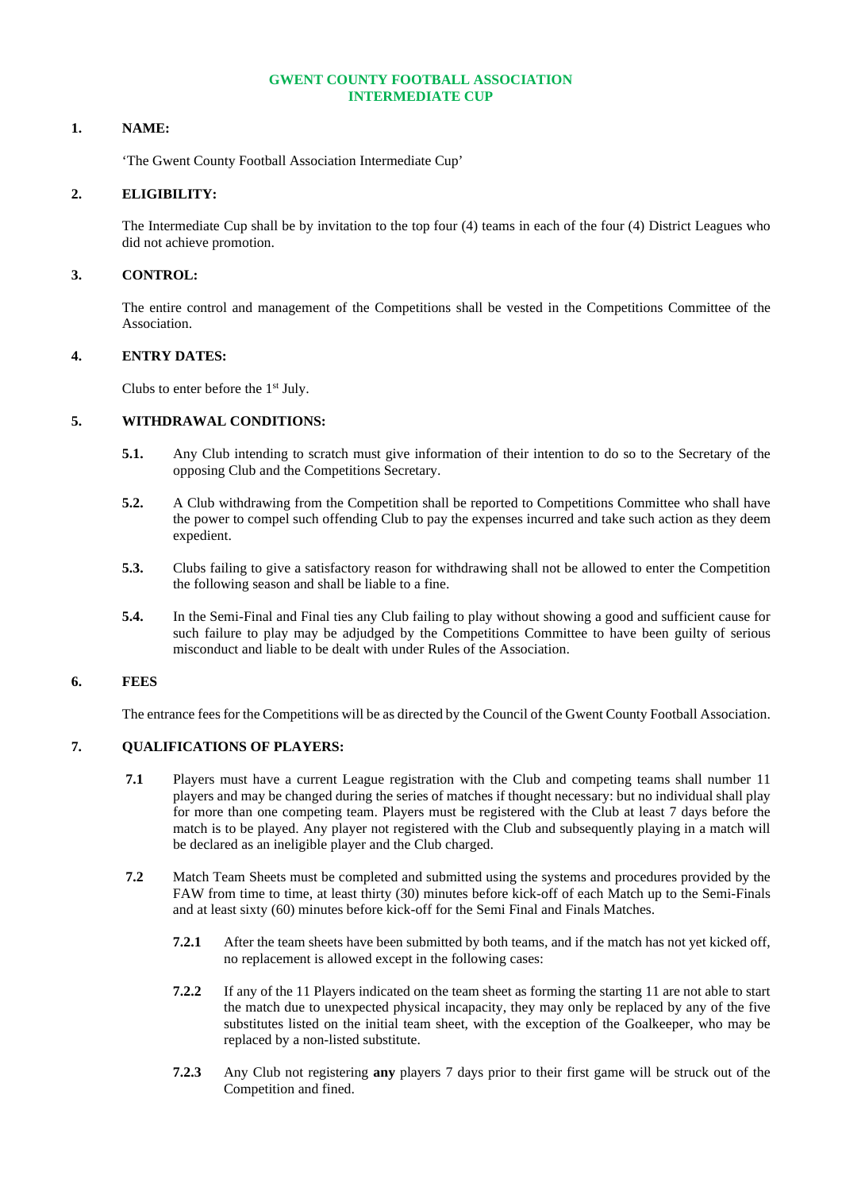# GWENT COUNTY FOOTBALL ASSOCIATION
# INTERMEDIATE CUP

## 1. NAME:

'The Gwent County Football Association Intermediate Cup'

## 2. ELIGIBILITY:

The Intermediate Cup shall be by invitation to the top four (4) teams in each of the four (4) District Leagues who did not achieve promotion.

## 3. CONTROL:

The entire control and management of the Competitions shall be vested in the Competitions Committee of the Association.

## 4. ENTRY DATES:

Clubs to enter before the 1st July.

## 5. WITHDRAWAL CONDITIONS:

**5.1.** Any Club intending to scratch must give information of their intention to do so to the Secretary of the opposing Club and the Competitions Secretary.

**5.2.** A Club withdrawing from the Competition shall be reported to Competitions Committee who shall have the power to compel such offending Club to pay the expenses incurred and take such action as they deem expedient.

**5.3.** Clubs failing to give a satisfactory reason for withdrawing shall not be allowed to enter the Competition the following season and shall be liable to a fine.

**5.4.** In the Semi-Final and Final ties any Club failing to play without showing a good and sufficient cause for such failure to play may be adjudged by the Competitions Committee to have been guilty of serious misconduct and liable to be dealt with under Rules of the Association.

## 6. FEES

The entrance fees for the Competitions will be as directed by the Council of the Gwent County Football Association.

## 7. QUALIFICATIONS OF PLAYERS:

**7.1** Players must have a current League registration with the Club and competing teams shall number 11 players and may be changed during the series of matches if thought necessary: but no individual shall play for more than one competing team. Players must be registered with the Club at least 7 days before the match is to be played. Any player not registered with the Club and subsequently playing in a match will be declared as an ineligible player and the Club charged.

**7.2** Match Team Sheets must be completed and submitted using the systems and procedures provided by the FAW from time to time, at least thirty (30) minutes before kick-off of each Match up to the Semi-Finals and at least sixty (60) minutes before kick-off for the Semi Final and Finals Matches.

**7.2.1** After the team sheets have been submitted by both teams, and if the match has not yet kicked off, no replacement is allowed except in the following cases:

**7.2.2** If any of the 11 Players indicated on the team sheet as forming the starting 11 are not able to start the match due to unexpected physical incapacity, they may only be replaced by any of the five substitutes listed on the initial team sheet, with the exception of the Goalkeeper, who may be replaced by a non-listed substitute.

**7.2.3** Any Club not registering **any** players 7 days prior to their first game will be struck out of the Competition and fined.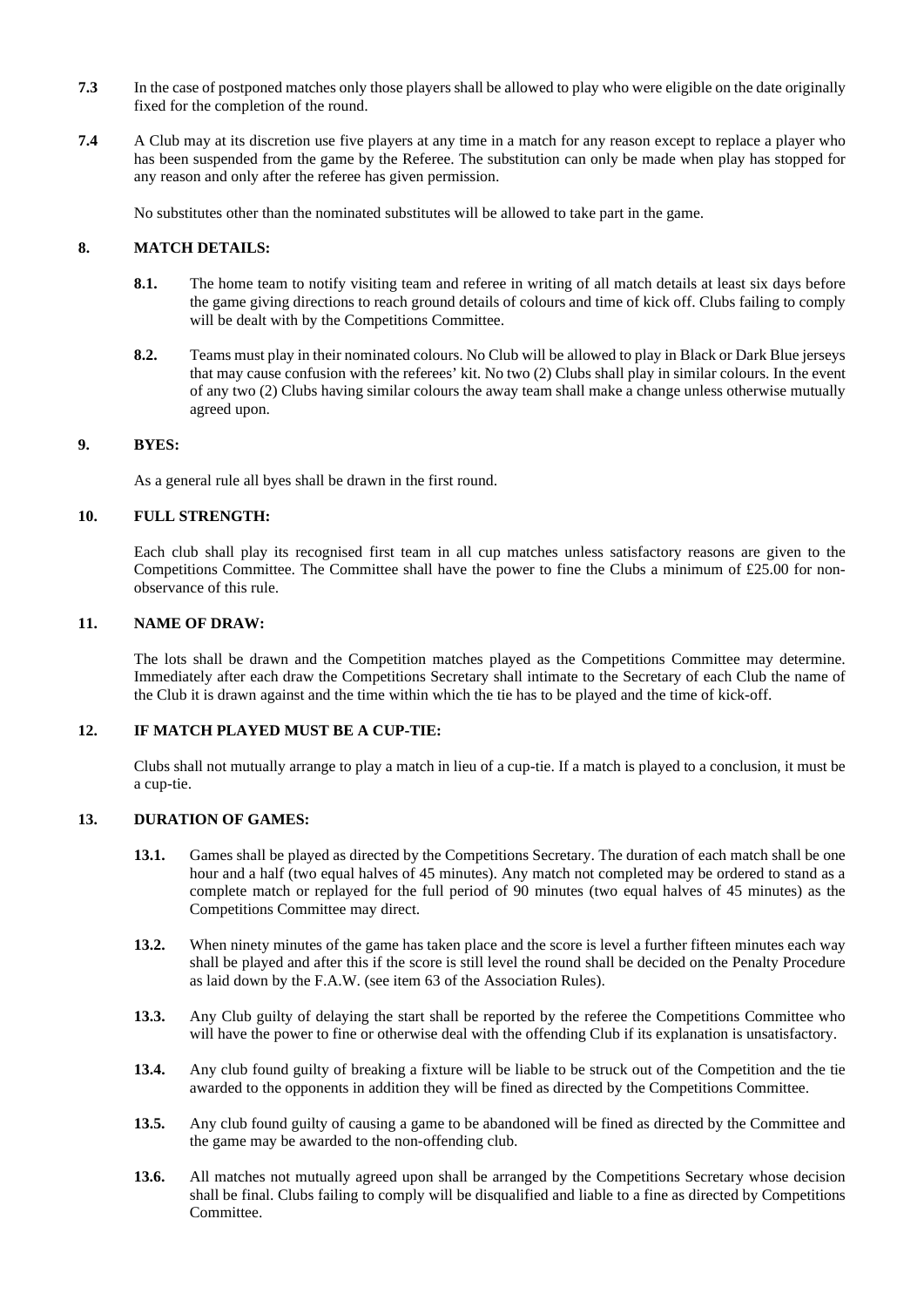**7.3** In the case of postponed matches only those players shall be allowed to play who were eligible on the date originally fixed for the completion of the round.

**7.4** A Club may at its discretion use five players at any time in a match for any reason except to replace a player who has been suspended from the game by the Referee. The substitution can only be made when play has stopped for any reason and only after the referee has given permission.

No substitutes other than the nominated substitutes will be allowed to take part in the game.

## 8. MATCH DETAILS:

**8.1.** The home team to notify visiting team and referee in writing of all match details at least six days before the game giving directions to reach ground details of colours and time of kick off. Clubs failing to comply will be dealt with by the Competitions Committee.

**8.2.** Teams must play in their nominated colours. No Club will be allowed to play in Black or Dark Blue jerseys that may cause confusion with the referees' kit. No two (2) Clubs shall play in similar colours. In the event of any two (2) Clubs having similar colours the away team shall make a change unless otherwise mutually agreed upon.

## 9. BYES:

As a general rule all byes shall be drawn in the first round.

## 10. FULL STRENGTH:

Each club shall play its recognised first team in all cup matches unless satisfactory reasons are given to the Competitions Committee. The Committee shall have the power to fine the Clubs a minimum of £25.00 for non-observance of this rule.

## 11. NAME OF DRAW:

The lots shall be drawn and the Competition matches played as the Competitions Committee may determine. Immediately after each draw the Competitions Secretary shall intimate to the Secretary of each Club the name of the Club it is drawn against and the time within which the tie has to be played and the time of kick-off.

## 12. IF MATCH PLAYED MUST BE A CUP-TIE:

Clubs shall not mutually arrange to play a match in lieu of a cup-tie. If a match is played to a conclusion, it must be a cup-tie.

## 13. DURATION OF GAMES:

**13.1.** Games shall be played as directed by the Competitions Secretary. The duration of each match shall be one hour and a half (two equal halves of 45 minutes). Any match not completed may be ordered to stand as a complete match or replayed for the full period of 90 minutes (two equal halves of 45 minutes) as the Competitions Committee may direct.

**13.2.** When ninety minutes of the game has taken place and the score is level a further fifteen minutes each way shall be played and after this if the score is still level the round shall be decided on the Penalty Procedure as laid down by the F.A.W. (see item 63 of the Association Rules).

**13.3.** Any Club guilty of delaying the start shall be reported by the referee the Competitions Committee who will have the power to fine or otherwise deal with the offending Club if its explanation is unsatisfactory.

**13.4.** Any club found guilty of breaking a fixture will be liable to be struck out of the Competition and the tie awarded to the opponents in addition they will be fined as directed by the Competitions Committee.

**13.5.** Any club found guilty of causing a game to be abandoned will be fined as directed by the Committee and the game may be awarded to the non-offending club.

**13.6.** All matches not mutually agreed upon shall be arranged by the Competitions Secretary whose decision shall be final. Clubs failing to comply will be disqualified and liable to a fine as directed by Competitions Committee.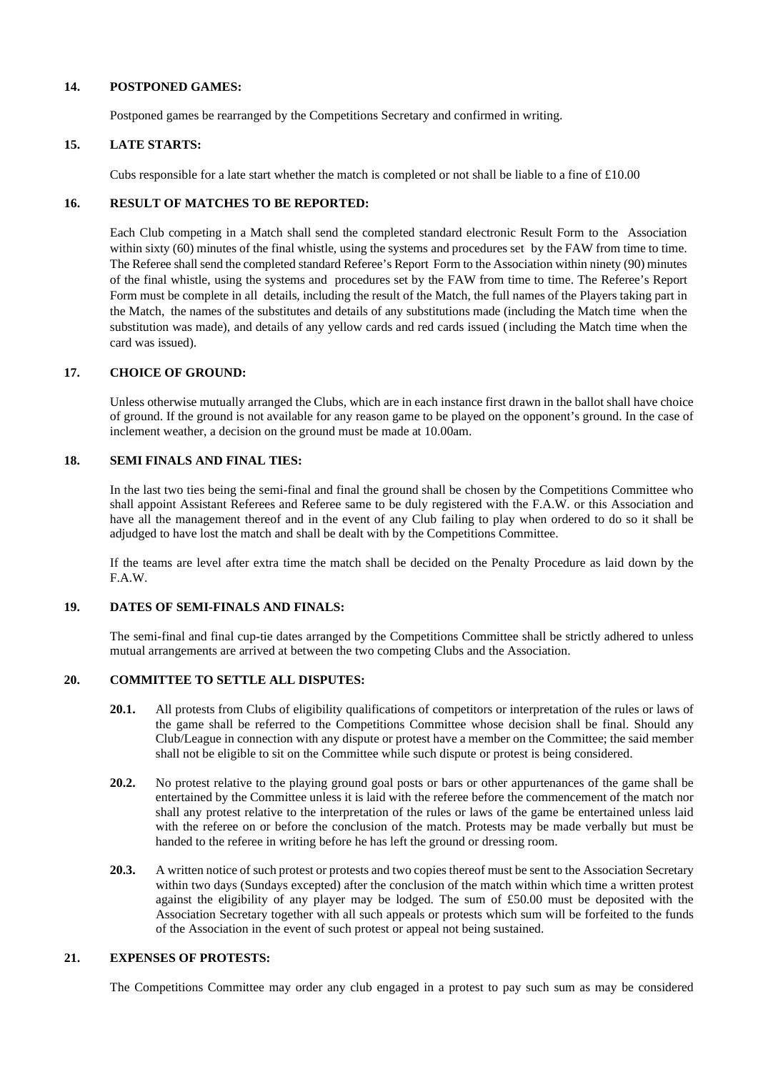## 14. POSTPONED GAMES:

Postponed games be rearranged by the Competitions Secretary and confirmed in writing.

## 15. LATE STARTS:

Cubs responsible for a late start whether the match is completed or not shall be liable to a fine of £10.00

## 16. RESULT OF MATCHES TO BE REPORTED:

Each Club competing in a Match shall send the completed standard electronic Result Form to the Association within sixty (60) minutes of the final whistle, using the systems and procedures set by the FAW from time to time. The Referee shall send the completed standard Referee's Report Form to the Association within ninety (90) minutes of the final whistle, using the systems and procedures set by the FAW from time to time. The Referee's Report Form must be complete in all details, including the result of the Match, the full names of the Players taking part in the Match, the names of the substitutes and details of any substitutions made (including the Match time when the substitution was made), and details of any yellow cards and red cards issued (including the Match time when the card was issued).

## 17. CHOICE OF GROUND:

Unless otherwise mutually arranged the Clubs, which are in each instance first drawn in the ballot shall have choice of ground. If the ground is not available for any reason game to be played on the opponent's ground. In the case of inclement weather, a decision on the ground must be made at 10.00am.

## 18. SEMI FINALS AND FINAL TIES:

In the last two ties being the semi-final and final the ground shall be chosen by the Competitions Committee who shall appoint Assistant Referees and Referee same to be duly registered with the F.A.W. or this Association and have all the management thereof and in the event of any Club failing to play when ordered to do so it shall be adjudged to have lost the match and shall be dealt with by the Competitions Committee.

If the teams are level after extra time the match shall be decided on the Penalty Procedure as laid down by the F.A.W.

## 19. DATES OF SEMI-FINALS AND FINALS:

The semi-final and final cup-tie dates arranged by the Competitions Committee shall be strictly adhered to unless mutual arrangements are arrived at between the two competing Clubs and the Association.

## 20. COMMITTEE TO SETTLE ALL DISPUTES:

**20.1.** All protests from Clubs of eligibility qualifications of competitors or interpretation of the rules or laws of the game shall be referred to the Competitions Committee whose decision shall be final. Should any Club/League in connection with any dispute or protest have a member on the Committee; the said member shall not be eligible to sit on the Committee while such dispute or protest is being considered.

**20.2.** No protest relative to the playing ground goal posts or bars or other appurtenances of the game shall be entertained by the Committee unless it is laid with the referee before the commencement of the match nor shall any protest relative to the interpretation of the rules or laws of the game be entertained unless laid with the referee on or before the conclusion of the match. Protests may be made verbally but must be handed to the referee in writing before he has left the ground or dressing room.

**20.3.** A written notice of such protest or protests and two copies thereof must be sent to the Association Secretary within two days (Sundays excepted) after the conclusion of the match within which time a written protest against the eligibility of any player may be lodged. The sum of £50.00 must be deposited with the Association Secretary together with all such appeals or protests which sum will be forfeited to the funds of the Association in the event of such protest or appeal not being sustained.

## 21. EXPENSES OF PROTESTS:

The Competitions Committee may order any club engaged in a protest to pay such sum as may be considered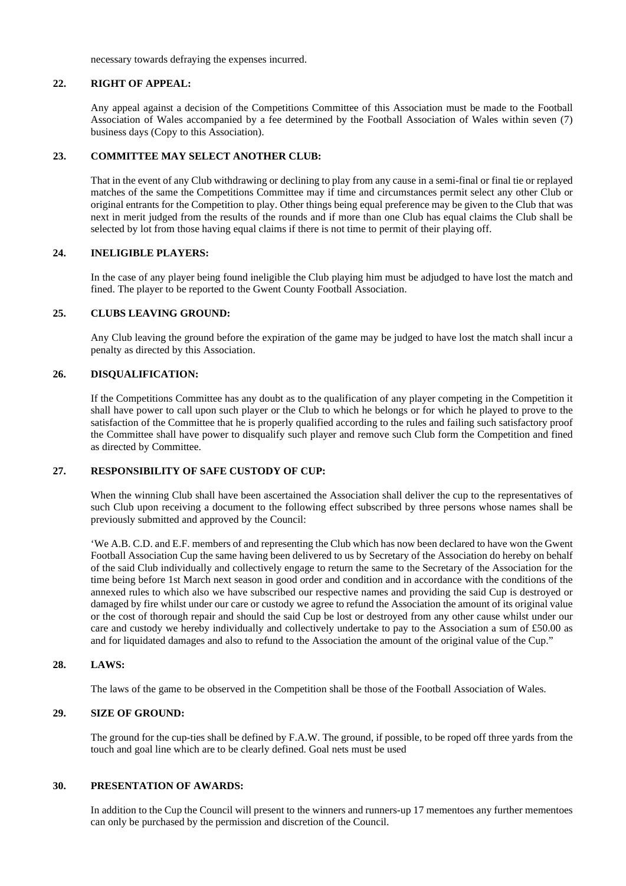necessary towards defraying the expenses incurred.

## 22. RIGHT OF APPEAL:

Any appeal against a decision of the Competitions Committee of this Association must be made to the Football Association of Wales accompanied by a fee determined by the Football Association of Wales within seven (7) business days (Copy to this Association).

## 23. COMMITTEE MAY SELECT ANOTHER CLUB:

That in the event of any Club withdrawing or declining to play from any cause in a semi-final or final tie or replayed matches of the same the Competitions Committee may if time and circumstances permit select any other Club or original entrants for the Competition to play. Other things being equal preference may be given to the Club that was next in merit judged from the results of the rounds and if more than one Club has equal claims the Club shall be selected by lot from those having equal claims if there is not time to permit of their playing off.

## 24. INELIGIBLE PLAYERS:

In the case of any player being found ineligible the Club playing him must be adjudged to have lost the match and fined. The player to be reported to the Gwent County Football Association.

## 25. CLUBS LEAVING GROUND:

Any Club leaving the ground before the expiration of the game may be judged to have lost the match shall incur a penalty as directed by this Association.

## 26. DISQUALIFICATION:

If the Competitions Committee has any doubt as to the qualification of any player competing in the Competition it shall have power to call upon such player or the Club to which he belongs or for which he played to prove to the satisfaction of the Committee that he is properly qualified according to the rules and failing such satisfactory proof the Committee shall have power to disqualify such player and remove such Club form the Competition and fined as directed by Committee.

## 27. RESPONSIBILITY OF SAFE CUSTODY OF CUP:

When the winning Club shall have been ascertained the Association shall deliver the cup to the representatives of such Club upon receiving a document to the following effect subscribed by three persons whose names shall be previously submitted and approved by the Council:

'We A.B. C.D. and E.F. members of and representing the Club which has now been declared to have won the Gwent Football Association Cup the same having been delivered to us by Secretary of the Association do hereby on behalf of the said Club individually and collectively engage to return the same to the Secretary of the Association for the time being before 1st March next season in good order and condition and in accordance with the conditions of the annexed rules to which also we have subscribed our respective names and providing the said Cup is destroyed or damaged by fire whilst under our care or custody we agree to refund the Association the amount of its original value or the cost of thorough repair and should the said Cup be lost or destroyed from any other cause whilst under our care and custody we hereby individually and collectively undertake to pay to the Association a sum of £50.00 as and for liquidated damages and also to refund to the Association the amount of the original value of the Cup."

## 28. LAWS:

The laws of the game to be observed in the Competition shall be those of the Football Association of Wales.

## 29. SIZE OF GROUND:

The ground for the cup-ties shall be defined by F.A.W. The ground, if possible, to be roped off three yards from the touch and goal line which are to be clearly defined. Goal nets must be used

## 30. PRESENTATION OF AWARDS:

In addition to the Cup the Council will present to the winners and runners-up 17 mementoes any further mementoes can only be purchased by the permission and discretion of the Council.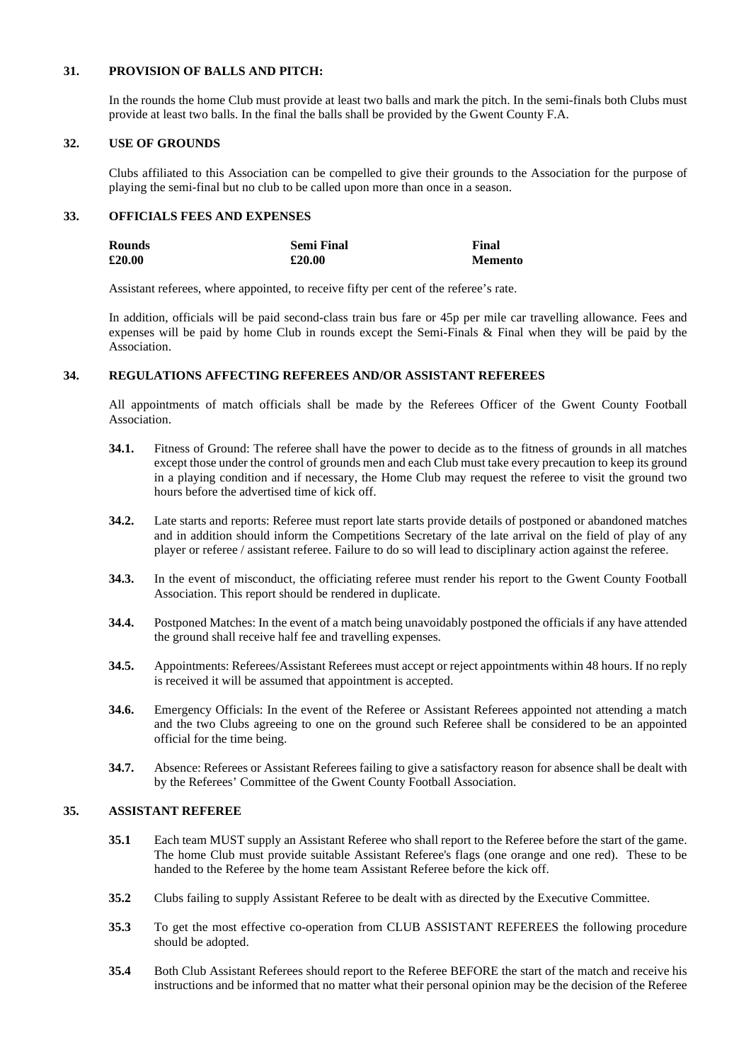## 31. PROVISION OF BALLS AND PITCH:

In the rounds the home Club must provide at least two balls and mark the pitch. In the semi-finals both Clubs must provide at least two balls. In the final the balls shall be provided by the Gwent County F.A.

## 32. USE OF GROUNDS

Clubs affiliated to this Association can be compelled to give their grounds to the Association for the purpose of playing the semi-final but no club to be called upon more than once in a season.

## 33. OFFICIALS FEES AND EXPENSES

| Rounds | Semi Final | Final |
|---|---|---|
| £20.00 | £20.00 | Memento |

Assistant referees, where appointed, to receive fifty per cent of the referee's rate.

In addition, officials will be paid second-class train bus fare or 45p per mile car travelling allowance. Fees and expenses will be paid by home Club in rounds except the Semi-Finals & Final when they will be paid by the Association.

## 34. REGULATIONS AFFECTING REFEREES AND/OR ASSISTANT REFEREES

All appointments of match officials shall be made by the Referees Officer of the Gwent County Football Association.

**34.1.** Fitness of Ground: The referee shall have the power to decide as to the fitness of grounds in all matches except those under the control of grounds men and each Club must take every precaution to keep its ground in a playing condition and if necessary, the Home Club may request the referee to visit the ground two hours before the advertised time of kick off.

**34.2.** Late starts and reports: Referee must report late starts provide details of postponed or abandoned matches and in addition should inform the Competitions Secretary of the late arrival on the field of play of any player or referee / assistant referee. Failure to do so will lead to disciplinary action against the referee.

**34.3.** In the event of misconduct, the officiating referee must render his report to the Gwent County Football Association. This report should be rendered in duplicate.

**34.4.** Postponed Matches: In the event of a match being unavoidably postponed the officials if any have attended the ground shall receive half fee and travelling expenses.

**34.5.** Appointments: Referees/Assistant Referees must accept or reject appointments within 48 hours. If no reply is received it will be assumed that appointment is accepted.

**34.6.** Emergency Officials: In the event of the Referee or Assistant Referees appointed not attending a match and the two Clubs agreeing to one on the ground such Referee shall be considered to be an appointed official for the time being.

**34.7.** Absence: Referees or Assistant Referees failing to give a satisfactory reason for absence shall be dealt with by the Referees' Committee of the Gwent County Football Association.

## 35. ASSISTANT REFEREE

**35.1** Each team MUST supply an Assistant Referee who shall report to the Referee before the start of the game. The home Club must provide suitable Assistant Referee's flags (one orange and one red). These to be handed to the Referee by the home team Assistant Referee before the kick off.

**35.2** Clubs failing to supply Assistant Referee to be dealt with as directed by the Executive Committee.

**35.3** To get the most effective co-operation from CLUB ASSISTANT REFEREES the following procedure should be adopted.

**35.4** Both Club Assistant Referees should report to the Referee BEFORE the start of the match and receive his instructions and be informed that no matter what their personal opinion may be the decision of the Referee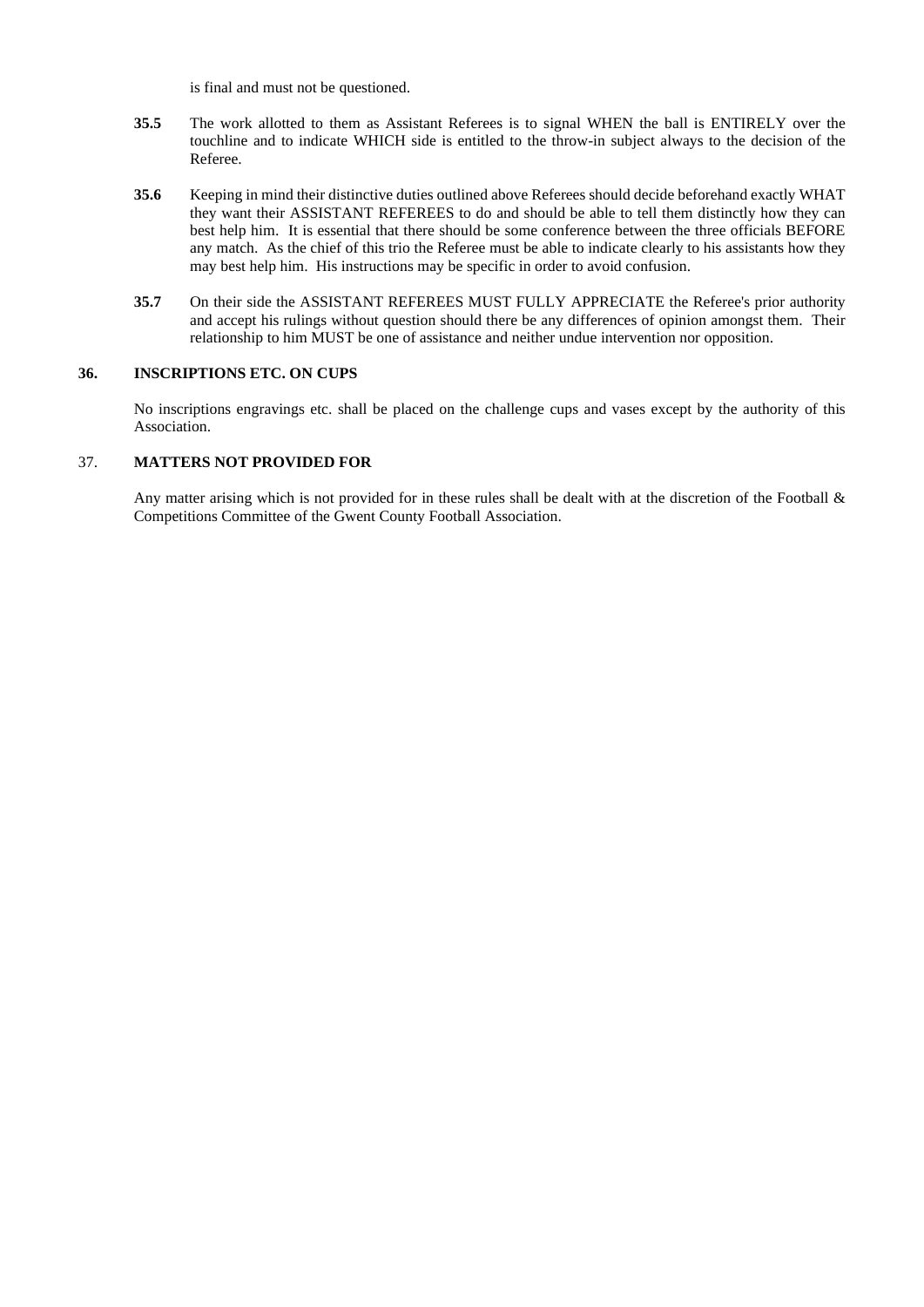is final and must not be questioned.

**35.5** The work allotted to them as Assistant Referees is to signal WHEN the ball is ENTIRELY over the touchline and to indicate WHICH side is entitled to the throw-in subject always to the decision of the Referee.

**35.6** Keeping in mind their distinctive duties outlined above Referees should decide beforehand exactly WHAT they want their ASSISTANT REFEREES to do and should be able to tell them distinctly how they can best help him. It is essential that there should be some conference between the three officials BEFORE any match. As the chief of this trio the Referee must be able to indicate clearly to his assistants how they may best help him. His instructions may be specific in order to avoid confusion.

**35.7** On their side the ASSISTANT REFEREES MUST FULLY APPRECIATE the Referee's prior authority and accept his rulings without question should there be any differences of opinion amongst them. Their relationship to him MUST be one of assistance and neither undue intervention nor opposition.

## 36. INSCRIPTIONS ETC. ON CUPS

No inscriptions engravings etc. shall be placed on the challenge cups and vases except by the authority of this Association.

## 37. MATTERS NOT PROVIDED FOR

Any matter arising which is not provided for in these rules shall be dealt with at the discretion of the Football & Competitions Committee of the Gwent County Football Association.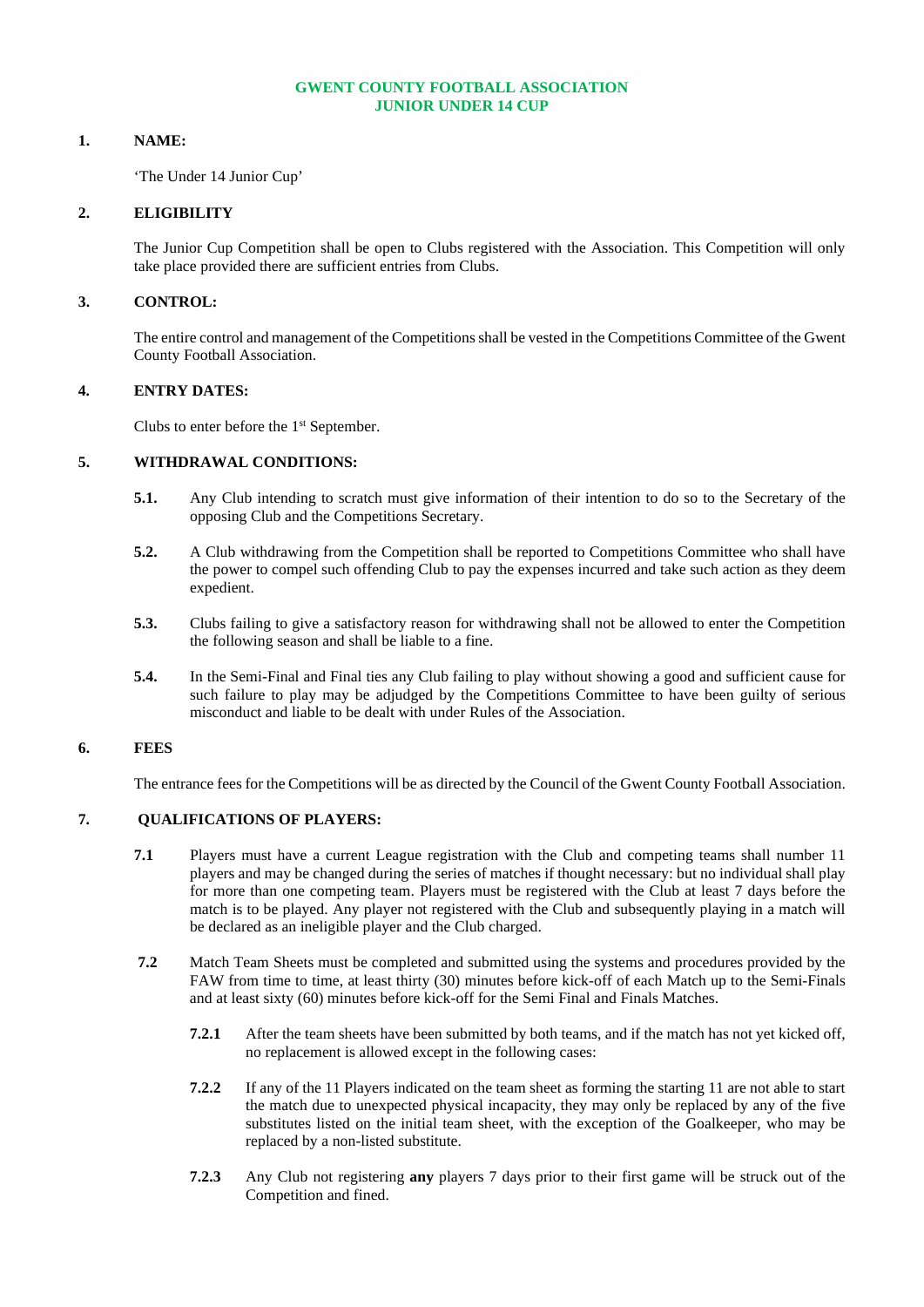**GWENT COUNTY FOOTBALL ASSOCIATION**
**JUNIOR UNDER 14 CUP**

## 1. NAME:

'The Under 14 Junior Cup'

## 2. ELIGIBILITY

The Junior Cup Competition shall be open to Clubs registered with the Association. This Competition will only take place provided there are sufficient entries from Clubs.

## 3. CONTROL:

The entire control and management of the Competitions shall be vested in the Competitions Committee of the Gwent County Football Association.

## 4. ENTRY DATES:

Clubs to enter before the 1st September.

## 5. WITHDRAWAL CONDITIONS:

**5.1.** Any Club intending to scratch must give information of their intention to do so to the Secretary of the opposing Club and the Competitions Secretary.

**5.2.** A Club withdrawing from the Competition shall be reported to Competitions Committee who shall have the power to compel such offending Club to pay the expenses incurred and take such action as they deem expedient.

**5.3.** Clubs failing to give a satisfactory reason for withdrawing shall not be allowed to enter the Competition the following season and shall be liable to a fine.

**5.4.** In the Semi-Final and Final ties any Club failing to play without showing a good and sufficient cause for such failure to play may be adjudged by the Competitions Committee to have been guilty of serious misconduct and liable to be dealt with under Rules of the Association.

## 6. FEES

The entrance fees for the Competitions will be as directed by the Council of the Gwent County Football Association.

## 7. QUALIFICATIONS OF PLAYERS:

**7.1** Players must have a current League registration with the Club and competing teams shall number 11 players and may be changed during the series of matches if thought necessary: but no individual shall play for more than one competing team. Players must be registered with the Club at least 7 days before the match is to be played. Any player not registered with the Club and subsequently playing in a match will be declared as an ineligible player and the Club charged.

**7.2** Match Team Sheets must be completed and submitted using the systems and procedures provided by the FAW from time to time, at least thirty (30) minutes before kick-off of each Match up to the Semi-Finals and at least sixty (60) minutes before kick-off for the Semi Final and Finals Matches.

**7.2.1** After the team sheets have been submitted by both teams, and if the match has not yet kicked off, no replacement is allowed except in the following cases:

**7.2.2** If any of the 11 Players indicated on the team sheet as forming the starting 11 are not able to start the match due to unexpected physical incapacity, they may only be replaced by any of the five substitutes listed on the initial team sheet, with the exception of the Goalkeeper, who may be replaced by a non-listed substitute.

**7.2.3** Any Club not registering **any** players 7 days prior to their first game will be struck out of the Competition and fined.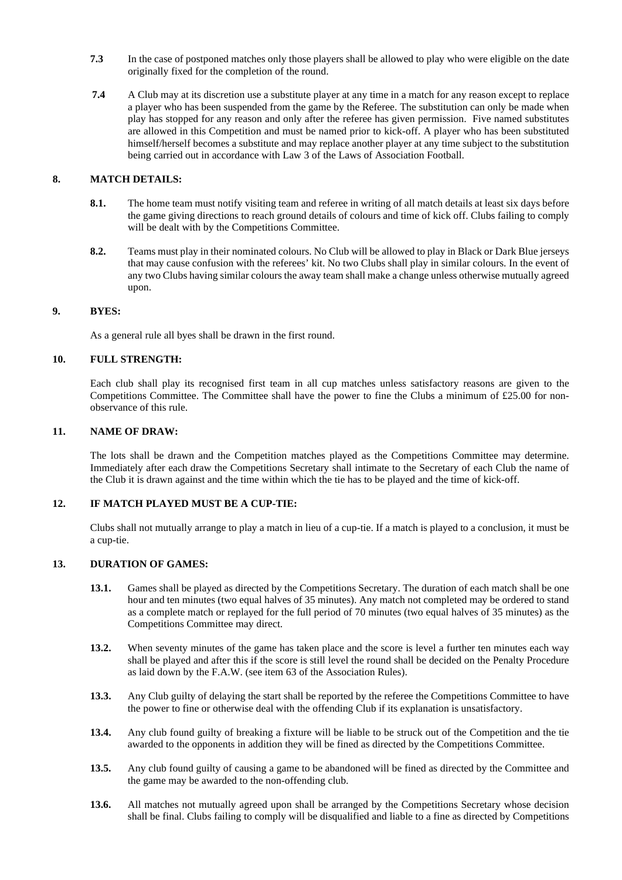**7.3** In the case of postponed matches only those players shall be allowed to play who were eligible on the date originally fixed for the completion of the round.

**7.4** A Club may at its discretion use a substitute player at any time in a match for any reason except to replace a player who has been suspended from the game by the Referee. The substitution can only be made when play has stopped for any reason and only after the referee has given permission. Five named substitutes are allowed in this Competition and must be named prior to kick-off. A player who has been substituted himself/herself becomes a substitute and may replace another player at any time subject to the substitution being carried out in accordance with Law 3 of the Laws of Association Football.

## 8. MATCH DETAILS:

**8.1.** The home team must notify visiting team and referee in writing of all match details at least six days before the game giving directions to reach ground details of colours and time of kick off. Clubs failing to comply will be dealt with by the Competitions Committee.

**8.2.** Teams must play in their nominated colours. No Club will be allowed to play in Black or Dark Blue jerseys that may cause confusion with the referees' kit. No two Clubs shall play in similar colours. In the event of any two Clubs having similar colours the away team shall make a change unless otherwise mutually agreed upon.

## 9. BYES:

As a general rule all byes shall be drawn in the first round.

## 10. FULL STRENGTH:

Each club shall play its recognised first team in all cup matches unless satisfactory reasons are given to the Competitions Committee. The Committee shall have the power to fine the Clubs a minimum of £25.00 for non-observance of this rule.

## 11. NAME OF DRAW:

The lots shall be drawn and the Competition matches played as the Competitions Committee may determine. Immediately after each draw the Competitions Secretary shall intimate to the Secretary of each Club the name of the Club it is drawn against and the time within which the tie has to be played and the time of kick-off.

## 12. IF MATCH PLAYED MUST BE A CUP-TIE:

Clubs shall not mutually arrange to play a match in lieu of a cup-tie. If a match is played to a conclusion, it must be a cup-tie.

## 13. DURATION OF GAMES:

**13.1.** Games shall be played as directed by the Competitions Secretary. The duration of each match shall be one hour and ten minutes (two equal halves of 35 minutes). Any match not completed may be ordered to stand as a complete match or replayed for the full period of 70 minutes (two equal halves of 35 minutes) as the Competitions Committee may direct.

**13.2.** When seventy minutes of the game has taken place and the score is level a further ten minutes each way shall be played and after this if the score is still level the round shall be decided on the Penalty Procedure as laid down by the F.A.W. (see item 63 of the Association Rules).

**13.3.** Any Club guilty of delaying the start shall be reported by the referee the Competitions Committee to have the power to fine or otherwise deal with the offending Club if its explanation is unsatisfactory.

**13.4.** Any club found guilty of breaking a fixture will be liable to be struck out of the Competition and the tie awarded to the opponents in addition they will be fined as directed by the Competitions Committee.

**13.5.** Any club found guilty of causing a game to be abandoned will be fined as directed by the Committee and the game may be awarded to the non-offending club.

**13.6.** All matches not mutually agreed upon shall be arranged by the Competitions Secretary whose decision shall be final. Clubs failing to comply will be disqualified and liable to a fine as directed by Competitions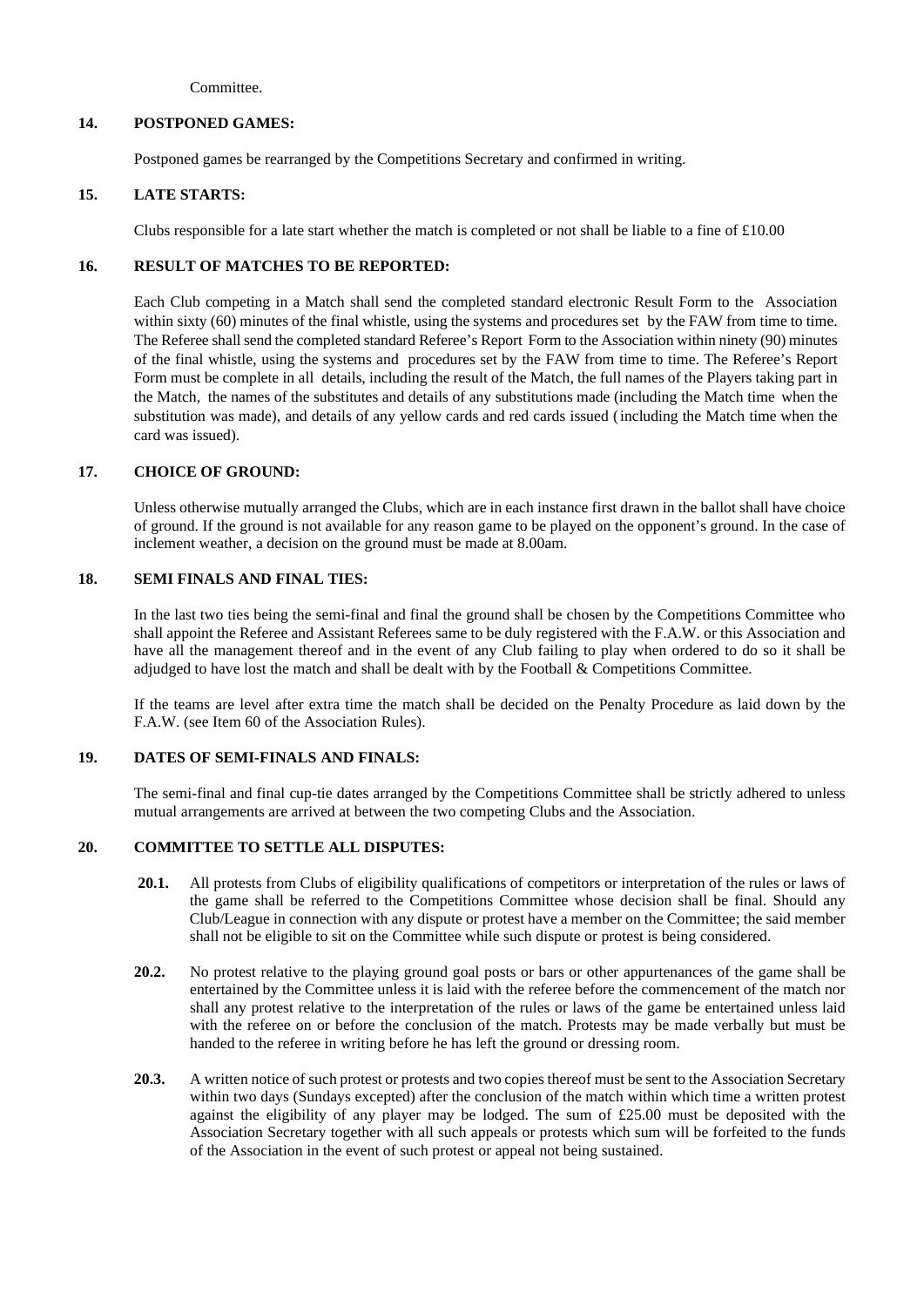Committee.

## 14. POSTPONED GAMES:

Postponed games be rearranged by the Competitions Secretary and confirmed in writing.

## 15. LATE STARTS:

Clubs responsible for a late start whether the match is completed or not shall be liable to a fine of £10.00

## 16. RESULT OF MATCHES TO BE REPORTED:

Each Club competing in a Match shall send the completed standard electronic Result Form to the Association within sixty (60) minutes of the final whistle, using the systems and procedures set by the FAW from time to time. The Referee shall send the completed standard Referee's Report Form to the Association within ninety (90) minutes of the final whistle, using the systems and procedures set by the FAW from time to time. The Referee's Report Form must be complete in all details, including the result of the Match, the full names of the Players taking part in the Match, the names of the substitutes and details of any substitutions made (including the Match time when the substitution was made), and details of any yellow cards and red cards issued (including the Match time when the card was issued).

## 17. CHOICE OF GROUND:

Unless otherwise mutually arranged the Clubs, which are in each instance first drawn in the ballot shall have choice of ground. If the ground is not available for any reason game to be played on the opponent's ground. In the case of inclement weather, a decision on the ground must be made at 8.00am.

## 18. SEMI FINALS AND FINAL TIES:

In the last two ties being the semi-final and final the ground shall be chosen by the Competitions Committee who shall appoint the Referee and Assistant Referees same to be duly registered with the F.A.W. or this Association and have all the management thereof and in the event of any Club failing to play when ordered to do so it shall be adjudged to have lost the match and shall be dealt with by the Football & Competitions Committee.

If the teams are level after extra time the match shall be decided on the Penalty Procedure as laid down by the F.A.W. (see Item 60 of the Association Rules).

## 19. DATES OF SEMI-FINALS AND FINALS:

The semi-final and final cup-tie dates arranged by the Competitions Committee shall be strictly adhered to unless mutual arrangements are arrived at between the two competing Clubs and the Association.

## 20. COMMITTEE TO SETTLE ALL DISPUTES:

**20.1.** All protests from Clubs of eligibility qualifications of competitors or interpretation of the rules or laws of the game shall be referred to the Competitions Committee whose decision shall be final. Should any Club/League in connection with any dispute or protest have a member on the Committee; the said member shall not be eligible to sit on the Committee while such dispute or protest is being considered.

**20.2.** No protest relative to the playing ground goal posts or bars or other appurtenances of the game shall be entertained by the Committee unless it is laid with the referee before the commencement of the match nor shall any protest relative to the interpretation of the rules or laws of the game be entertained unless laid with the referee on or before the conclusion of the match. Protests may be made verbally but must be handed to the referee in writing before he has left the ground or dressing room.

**20.3.** A written notice of such protest or protests and two copies thereof must be sent to the Association Secretary within two days (Sundays excepted) after the conclusion of the match within which time a written protest against the eligibility of any player may be lodged. The sum of £25.00 must be deposited with the Association Secretary together with all such appeals or protests which sum will be forfeited to the funds of the Association in the event of such protest or appeal not being sustained.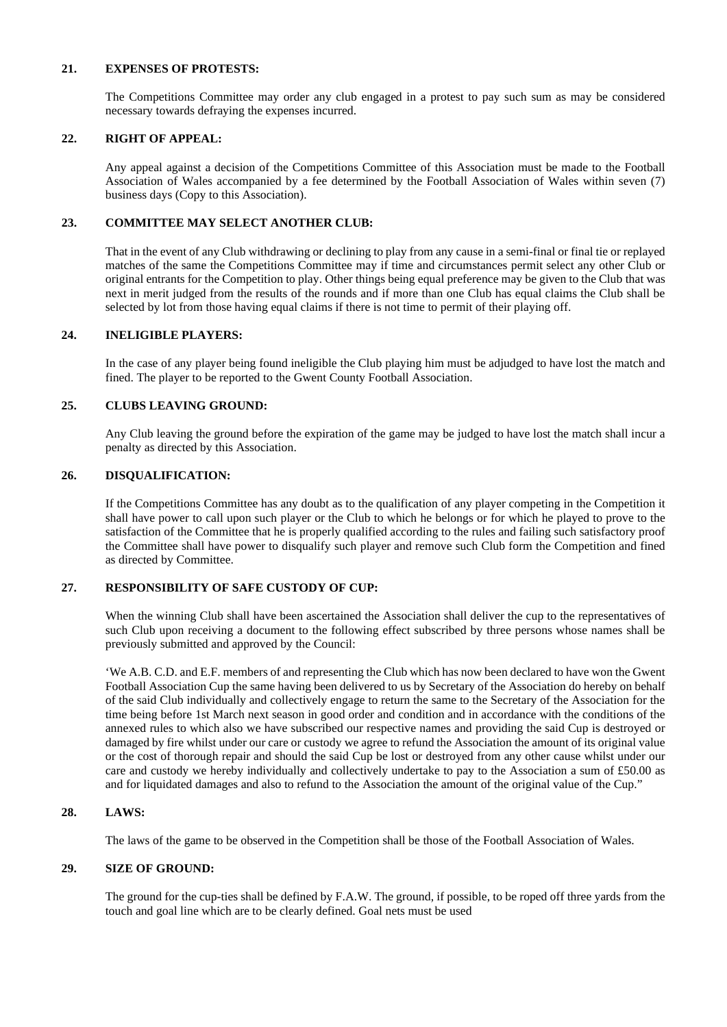### 21. EXPENSES OF PROTESTS:

The Competitions Committee may order any club engaged in a protest to pay such sum as may be considered necessary towards defraying the expenses incurred.

### 22. RIGHT OF APPEAL:

Any appeal against a decision of the Competitions Committee of this Association must be made to the Football Association of Wales accompanied by a fee determined by the Football Association of Wales within seven (7) business days (Copy to this Association).

### 23. COMMITTEE MAY SELECT ANOTHER CLUB:

That in the event of any Club withdrawing or declining to play from any cause in a semi-final or final tie or replayed matches of the same the Competitions Committee may if time and circumstances permit select any other Club or original entrants for the Competition to play. Other things being equal preference may be given to the Club that was next in merit judged from the results of the rounds and if more than one Club has equal claims the Club shall be selected by lot from those having equal claims if there is not time to permit of their playing off.

### 24. INELIGIBLE PLAYERS:

In the case of any player being found ineligible the Club playing him must be adjudged to have lost the match and fined. The player to be reported to the Gwent County Football Association.

### 25. CLUBS LEAVING GROUND:

Any Club leaving the ground before the expiration of the game may be judged to have lost the match shall incur a penalty as directed by this Association.

### 26. DISQUALIFICATION:

If the Competitions Committee has any doubt as to the qualification of any player competing in the Competition it shall have power to call upon such player or the Club to which he belongs or for which he played to prove to the satisfaction of the Committee that he is properly qualified according to the rules and failing such satisfactory proof the Committee shall have power to disqualify such player and remove such Club form the Competition and fined as directed by Committee.

### 27. RESPONSIBILITY OF SAFE CUSTODY OF CUP:

When the winning Club shall have been ascertained the Association shall deliver the cup to the representatives of such Club upon receiving a document to the following effect subscribed by three persons whose names shall be previously submitted and approved by the Council:

'We A.B. C.D. and E.F. members of and representing the Club which has now been declared to have won the Gwent Football Association Cup the same having been delivered to us by Secretary of the Association do hereby on behalf of the said Club individually and collectively engage to return the same to the Secretary of the Association for the time being before 1st March next season in good order and condition and in accordance with the conditions of the annexed rules to which also we have subscribed our respective names and providing the said Cup is destroyed or damaged by fire whilst under our care or custody we agree to refund the Association the amount of its original value or the cost of thorough repair and should the said Cup be lost or destroyed from any other cause whilst under our care and custody we hereby individually and collectively undertake to pay to the Association a sum of £50.00 as and for liquidated damages and also to refund to the Association the amount of the original value of the Cup."

### 28. LAWS:

The laws of the game to be observed in the Competition shall be those of the Football Association of Wales.

### 29. SIZE OF GROUND:

The ground for the cup-ties shall be defined by F.A.W. The ground, if possible, to be roped off three yards from the touch and goal line which are to be clearly defined. Goal nets must be used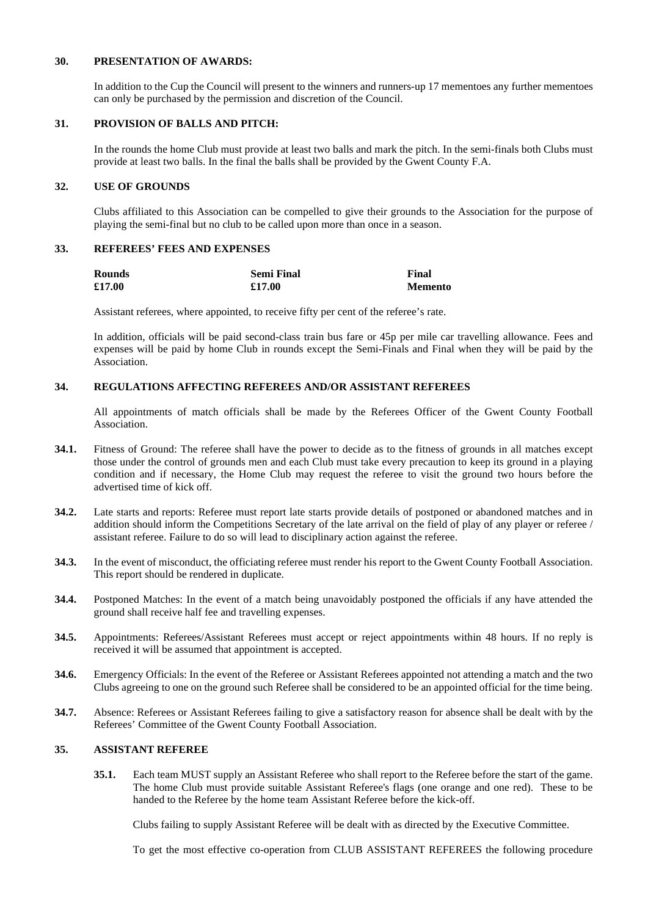## 30. PRESENTATION OF AWARDS:

In addition to the Cup the Council will present to the winners and runners-up 17 mementoes any further mementoes can only be purchased by the permission and discretion of the Council.

## 31. PROVISION OF BALLS AND PITCH:

In the rounds the home Club must provide at least two balls and mark the pitch. In the semi-finals both Clubs must provide at least two balls. In the final the balls shall be provided by the Gwent County F.A.

## 32. USE OF GROUNDS

Clubs affiliated to this Association can be compelled to give their grounds to the Association for the purpose of playing the semi-final but no club to be called upon more than once in a season.

## 33. REFEREES' FEES AND EXPENSES

| **Rounds** | **Semi Final** | **Final** |
|---|---|---|
| **£17.00** | **£17.00** | **Memento** |

Assistant referees, where appointed, to receive fifty per cent of the referee's rate.

In addition, officials will be paid second-class train bus fare or 45p per mile car travelling allowance. Fees and expenses will be paid by home Club in rounds except the Semi-Finals and Final when they will be paid by the Association.

## 34. REGULATIONS AFFECTING REFEREES AND/OR ASSISTANT REFEREES

All appointments of match officials shall be made by the Referees Officer of the Gwent County Football Association.

**34.1.** Fitness of Ground: The referee shall have the power to decide as to the fitness of grounds in all matches except those under the control of grounds men and each Club must take every precaution to keep its ground in a playing condition and if necessary, the Home Club may request the referee to visit the ground two hours before the advertised time of kick off.

**34.2.** Late starts and reports: Referee must report late starts provide details of postponed or abandoned matches and in addition should inform the Competitions Secretary of the late arrival on the field of play of any player or referee / assistant referee. Failure to do so will lead to disciplinary action against the referee.

**34.3.** In the event of misconduct, the officiating referee must render his report to the Gwent County Football Association. This report should be rendered in duplicate.

**34.4.** Postponed Matches: In the event of a match being unavoidably postponed the officials if any have attended the ground shall receive half fee and travelling expenses.

**34.5.** Appointments: Referees/Assistant Referees must accept or reject appointments within 48 hours. If no reply is received it will be assumed that appointment is accepted.

**34.6.** Emergency Officials: In the event of the Referee or Assistant Referees appointed not attending a match and the two Clubs agreeing to one on the ground such Referee shall be considered to be an appointed official for the time being.

**34.7.** Absence: Referees or Assistant Referees failing to give a satisfactory reason for absence shall be dealt with by the Referees' Committee of the Gwent County Football Association.

## 35. ASSISTANT REFEREE

**35.1.** Each team MUST supply an Assistant Referee who shall report to the Referee before the start of the game. The home Club must provide suitable Assistant Referee's flags (one orange and one red). These to be handed to the Referee by the home team Assistant Referee before the kick-off.

Clubs failing to supply Assistant Referee will be dealt with as directed by the Executive Committee.

To get the most effective co-operation from CLUB ASSISTANT REFEREES the following procedure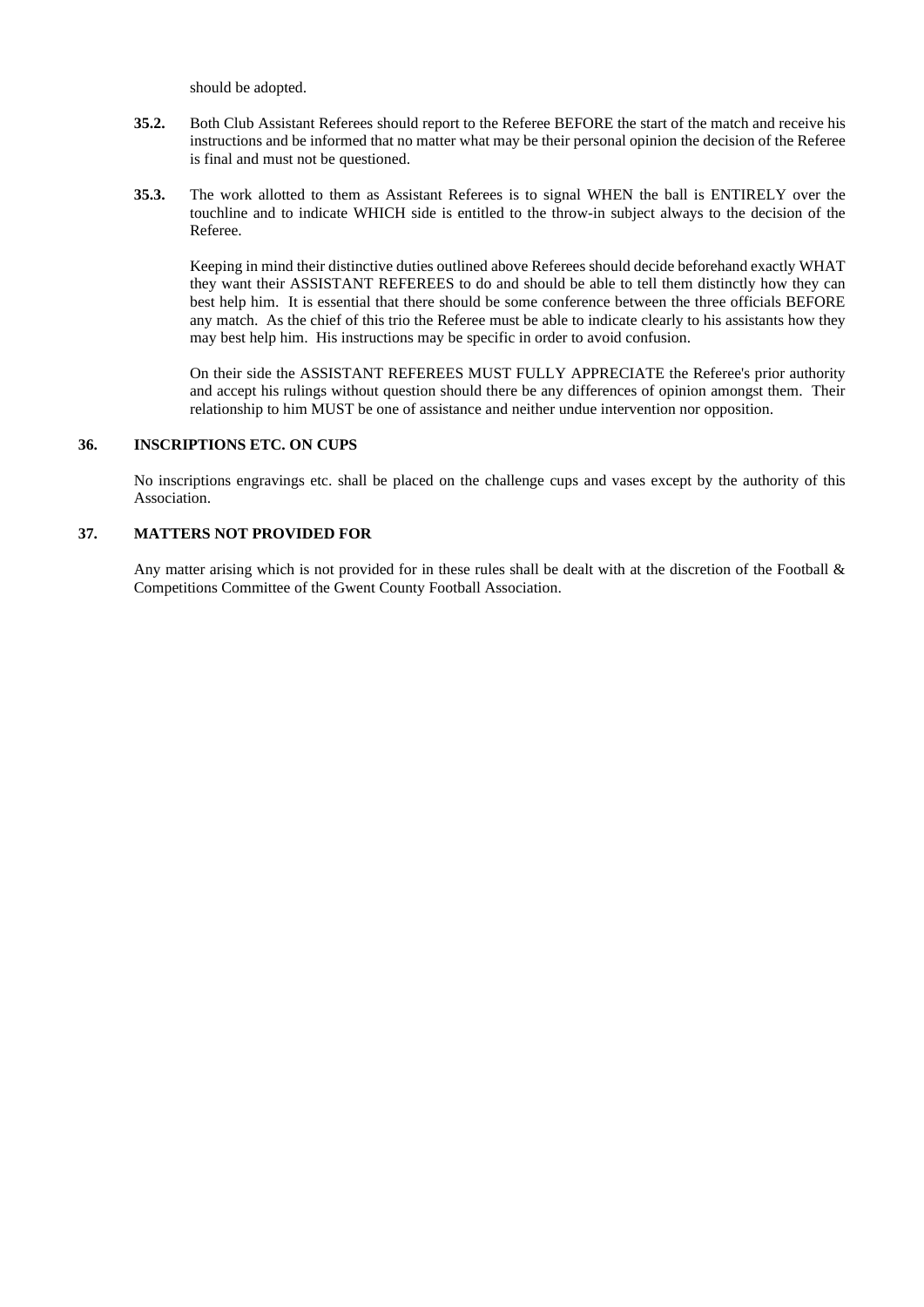should be adopted.

**35.2.** Both Club Assistant Referees should report to the Referee BEFORE the start of the match and receive his instructions and be informed that no matter what may be their personal opinion the decision of the Referee is final and must not be questioned.

**35.3.** The work allotted to them as Assistant Referees is to signal WHEN the ball is ENTIRELY over the touchline and to indicate WHICH side is entitled to the throw-in subject always to the decision of the Referee.

Keeping in mind their distinctive duties outlined above Referees should decide beforehand exactly WHAT they want their ASSISTANT REFEREES to do and should be able to tell them distinctly how they can best help him. It is essential that there should be some conference between the three officials BEFORE any match. As the chief of this trio the Referee must be able to indicate clearly to his assistants how they may best help him. His instructions may be specific in order to avoid confusion.

On their side the ASSISTANT REFEREES MUST FULLY APPRECIATE the Referee's prior authority and accept his rulings without question should there be any differences of opinion amongst them. Their relationship to him MUST be one of assistance and neither undue intervention nor opposition.

## 36. INSCRIPTIONS ETC. ON CUPS

No inscriptions engravings etc. shall be placed on the challenge cups and vases except by the authority of this Association.

## 37. MATTERS NOT PROVIDED FOR

Any matter arising which is not provided for in these rules shall be dealt with at the discretion of the Football & Competitions Committee of the Gwent County Football Association.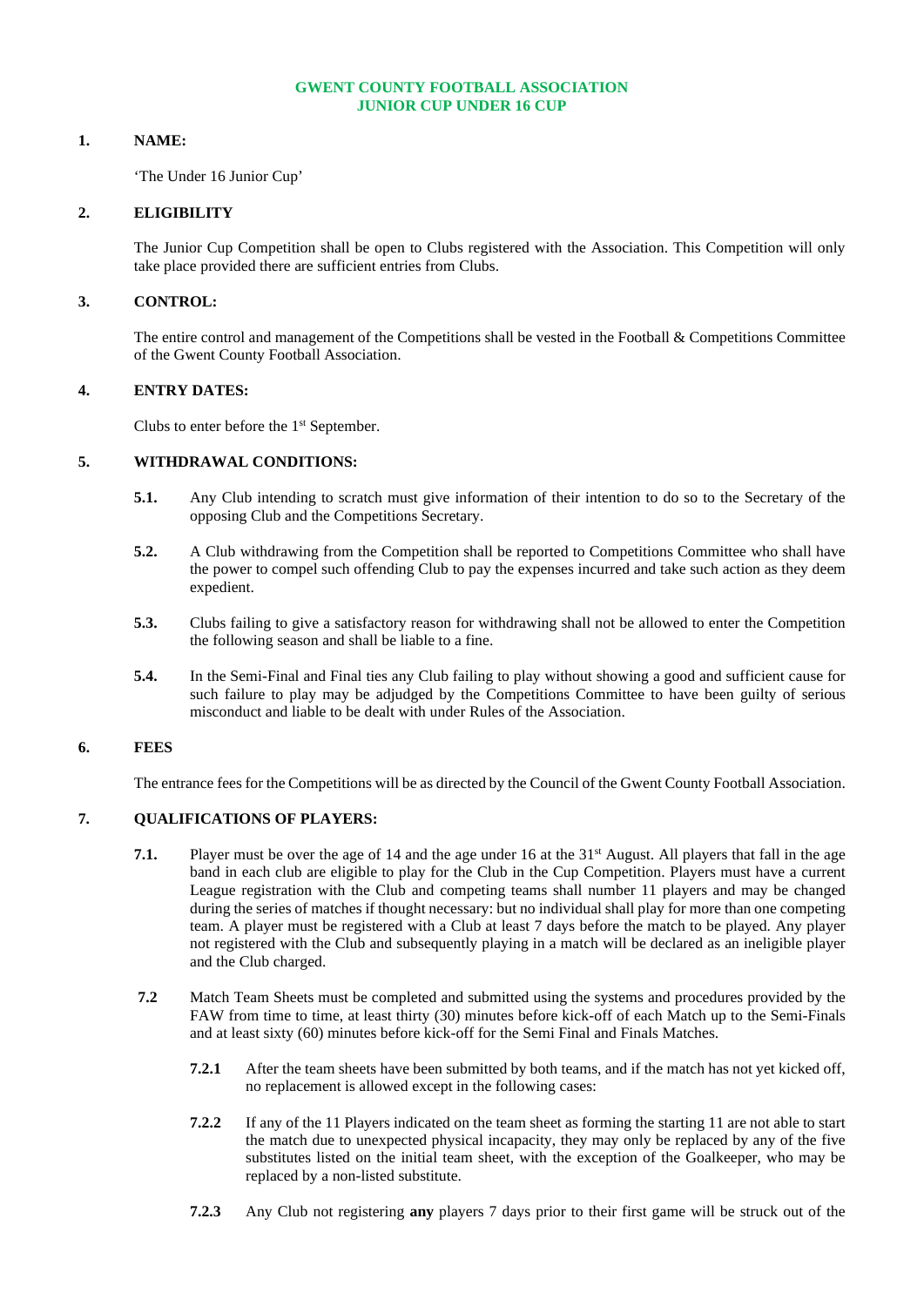# GWENT COUNTY FOOTBALL ASSOCIATION
## JUNIOR CUP UNDER 16 CUP

**1. NAME:**

'The Under 16 Junior Cup'

**2. ELIGIBILITY**

The Junior Cup Competition shall be open to Clubs registered with the Association. This Competition will only take place provided there are sufficient entries from Clubs.

**3. CONTROL:**

The entire control and management of the Competitions shall be vested in the Football & Competitions Committee of the Gwent County Football Association.

**4. ENTRY DATES:**

Clubs to enter before the 1st September.

**5. WITHDRAWAL CONDITIONS:**

**5.1.** Any Club intending to scratch must give information of their intention to do so to the Secretary of the opposing Club and the Competitions Secretary.

**5.2.** A Club withdrawing from the Competition shall be reported to Competitions Committee who shall have the power to compel such offending Club to pay the expenses incurred and take such action as they deem expedient.

**5.3.** Clubs failing to give a satisfactory reason for withdrawing shall not be allowed to enter the Competition the following season and shall be liable to a fine.

**5.4.** In the Semi-Final and Final ties any Club failing to play without showing a good and sufficient cause for such failure to play may be adjudged by the Competitions Committee to have been guilty of serious misconduct and liable to be dealt with under Rules of the Association.

**6. FEES**

The entrance fees for the Competitions will be as directed by the Council of the Gwent County Football Association.

**7. QUALIFICATIONS OF PLAYERS:**

**7.1.** Player must be over the age of 14 and the age under 16 at the 31st August. All players that fall in the age band in each club are eligible to play for the Club in the Cup Competition. Players must have a current League registration with the Club and competing teams shall number 11 players and may be changed during the series of matches if thought necessary: but no individual shall play for more than one competing team. A player must be registered with a Club at least 7 days before the match to be played. Any player not registered with the Club and subsequently playing in a match will be declared as an ineligible player and the Club charged.

**7.2** Match Team Sheets must be completed and submitted using the systems and procedures provided by the FAW from time to time, at least thirty (30) minutes before kick-off of each Match up to the Semi-Finals and at least sixty (60) minutes before kick-off for the Semi Final and Finals Matches.

**7.2.1** After the team sheets have been submitted by both teams, and if the match has not yet kicked off, no replacement is allowed except in the following cases:

**7.2.2** If any of the 11 Players indicated on the team sheet as forming the starting 11 are not able to start the match due to unexpected physical incapacity, they may only be replaced by any of the five substitutes listed on the initial team sheet, with the exception of the Goalkeeper, who may be replaced by a non-listed substitute.

**7.2.3** Any Club not registering **any** players 7 days prior to their first game will be struck out of the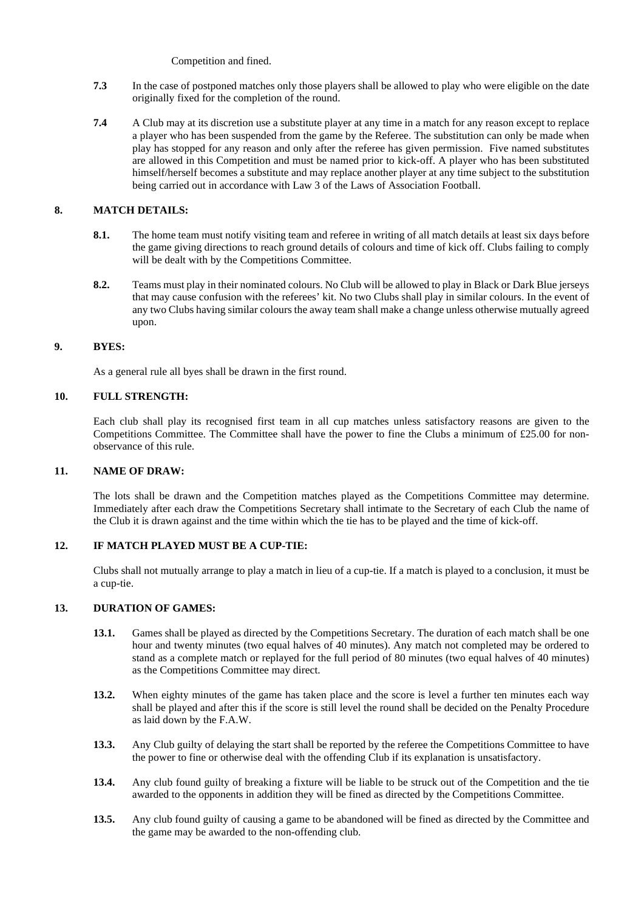Competition and fined.

**7.3** In the case of postponed matches only those players shall be allowed to play who were eligible on the date originally fixed for the completion of the round.

**7.4** A Club may at its discretion use a substitute player at any time in a match for any reason except to replace a player who has been suspended from the game by the Referee. The substitution can only be made when play has stopped for any reason and only after the referee has given permission. Five named substitutes are allowed in this Competition and must be named prior to kick-off. A player who has been substituted himself/herself becomes a substitute and may replace another player at any time subject to the substitution being carried out in accordance with Law 3 of the Laws of Association Football.

## 8. MATCH DETAILS:

**8.1.** The home team must notify visiting team and referee in writing of all match details at least six days before the game giving directions to reach ground details of colours and time of kick off. Clubs failing to comply will be dealt with by the Competitions Committee.

**8.2.** Teams must play in their nominated colours. No Club will be allowed to play in Black or Dark Blue jerseys that may cause confusion with the referees' kit. No two Clubs shall play in similar colours. In the event of any two Clubs having similar colours the away team shall make a change unless otherwise mutually agreed upon.

## 9. BYES:

As a general rule all byes shall be drawn in the first round.

## 10. FULL STRENGTH:

Each club shall play its recognised first team in all cup matches unless satisfactory reasons are given to the Competitions Committee. The Committee shall have the power to fine the Clubs a minimum of £25.00 for non-observance of this rule.

## 11. NAME OF DRAW:

The lots shall be drawn and the Competition matches played as the Competitions Committee may determine. Immediately after each draw the Competitions Secretary shall intimate to the Secretary of each Club the name of the Club it is drawn against and the time within which the tie has to be played and the time of kick-off.

## 12. IF MATCH PLAYED MUST BE A CUP-TIE:

Clubs shall not mutually arrange to play a match in lieu of a cup-tie. If a match is played to a conclusion, it must be a cup-tie.

## 13. DURATION OF GAMES:

**13.1.** Games shall be played as directed by the Competitions Secretary. The duration of each match shall be one hour and twenty minutes (two equal halves of 40 minutes). Any match not completed may be ordered to stand as a complete match or replayed for the full period of 80 minutes (two equal halves of 40 minutes) as the Competitions Committee may direct.

**13.2.** When eighty minutes of the game has taken place and the score is level a further ten minutes each way shall be played and after this if the score is still level the round shall be decided on the Penalty Procedure as laid down by the F.A.W.

**13.3.** Any Club guilty of delaying the start shall be reported by the referee the Competitions Committee to have the power to fine or otherwise deal with the offending Club if its explanation is unsatisfactory.

**13.4.** Any club found guilty of breaking a fixture will be liable to be struck out of the Competition and the tie awarded to the opponents in addition they will be fined as directed by the Competitions Committee.

**13.5.** Any club found guilty of causing a game to be abandoned will be fined as directed by the Committee and the game may be awarded to the non-offending club.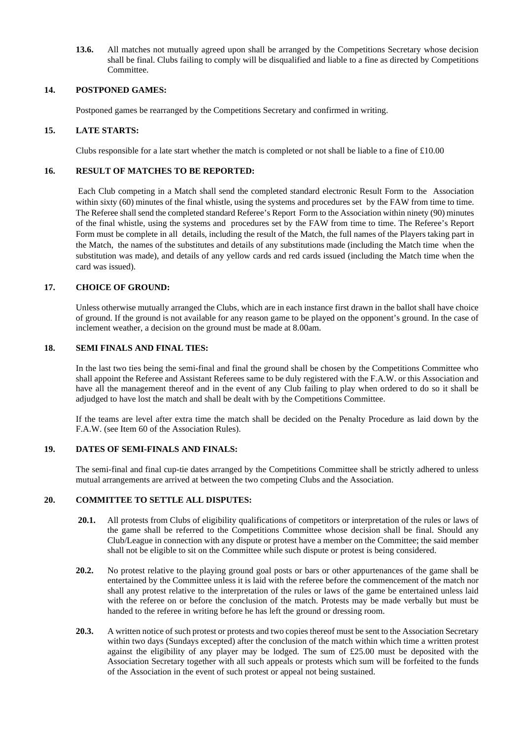**13.6.** All matches not mutually agreed upon shall be arranged by the Competitions Secretary whose decision shall be final. Clubs failing to comply will be disqualified and liable to a fine as directed by Competitions Committee.

## 14. POSTPONED GAMES:

Postponed games be rearranged by the Competitions Secretary and confirmed in writing.

## 15. LATE STARTS:

Clubs responsible for a late start whether the match is completed or not shall be liable to a fine of £10.00

## 16. RESULT OF MATCHES TO BE REPORTED:

Each Club competing in a Match shall send the completed standard electronic Result Form to the Association within sixty (60) minutes of the final whistle, using the systems and procedures set by the FAW from time to time. The Referee shall send the completed standard Referee's Report Form to the Association within ninety (90) minutes of the final whistle, using the systems and procedures set by the FAW from time to time. The Referee's Report Form must be complete in all details, including the result of the Match, the full names of the Players taking part in the Match, the names of the substitutes and details of any substitutions made (including the Match time when the substitution was made), and details of any yellow cards and red cards issued (including the Match time when the card was issued).

## 17. CHOICE OF GROUND:

Unless otherwise mutually arranged the Clubs, which are in each instance first drawn in the ballot shall have choice of ground. If the ground is not available for any reason game to be played on the opponent's ground. In the case of inclement weather, a decision on the ground must be made at 8.00am.

## 18. SEMI FINALS AND FINAL TIES:

In the last two ties being the semi-final and final the ground shall be chosen by the Competitions Committee who shall appoint the Referee and Assistant Referees same to be duly registered with the F.A.W. or this Association and have all the management thereof and in the event of any Club failing to play when ordered to do so it shall be adjudged to have lost the match and shall be dealt with by the Competitions Committee.

If the teams are level after extra time the match shall be decided on the Penalty Procedure as laid down by the F.A.W. (see Item 60 of the Association Rules).

## 19. DATES OF SEMI-FINALS AND FINALS:

The semi-final and final cup-tie dates arranged by the Competitions Committee shall be strictly adhered to unless mutual arrangements are arrived at between the two competing Clubs and the Association.

## 20. COMMITTEE TO SETTLE ALL DISPUTES:

**20.1.** All protests from Clubs of eligibility qualifications of competitors or interpretation of the rules or laws of the game shall be referred to the Competitions Committee whose decision shall be final. Should any Club/League in connection with any dispute or protest have a member on the Committee; the said member shall not be eligible to sit on the Committee while such dispute or protest is being considered.

**20.2.** No protest relative to the playing ground goal posts or bars or other appurtenances of the game shall be entertained by the Committee unless it is laid with the referee before the commencement of the match nor shall any protest relative to the interpretation of the rules or laws of the game be entertained unless laid with the referee on or before the conclusion of the match. Protests may be made verbally but must be handed to the referee in writing before he has left the ground or dressing room.

**20.3.** A written notice of such protest or protests and two copies thereof must be sent to the Association Secretary within two days (Sundays excepted) after the conclusion of the match within which time a written protest against the eligibility of any player may be lodged. The sum of £25.00 must be deposited with the Association Secretary together with all such appeals or protests which sum will be forfeited to the funds of the Association in the event of such protest or appeal not being sustained.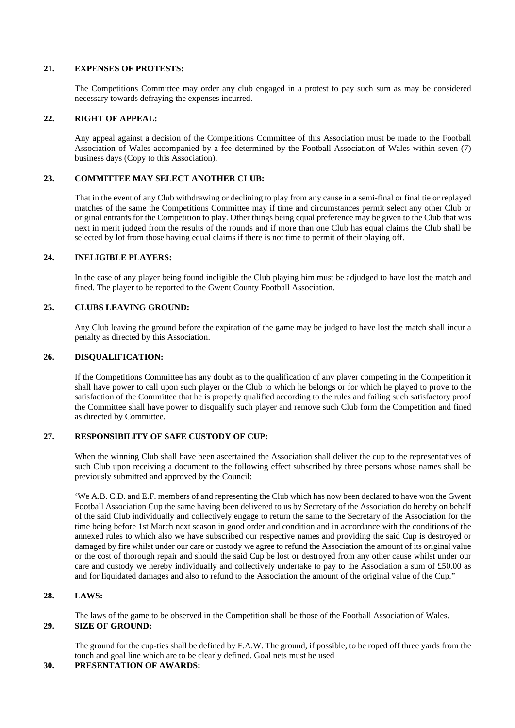## 21. EXPENSES OF PROTESTS:

The Competitions Committee may order any club engaged in a protest to pay such sum as may be considered necessary towards defraying the expenses incurred.

## 22. RIGHT OF APPEAL:

Any appeal against a decision of the Competitions Committee of this Association must be made to the Football Association of Wales accompanied by a fee determined by the Football Association of Wales within seven (7) business days (Copy to this Association).

## 23. COMMITTEE MAY SELECT ANOTHER CLUB:

That in the event of any Club withdrawing or declining to play from any cause in a semi-final or final tie or replayed matches of the same the Competitions Committee may if time and circumstances permit select any other Club or original entrants for the Competition to play. Other things being equal preference may be given to the Club that was next in merit judged from the results of the rounds and if more than one Club has equal claims the Club shall be selected by lot from those having equal claims if there is not time to permit of their playing off.

## 24. INELIGIBLE PLAYERS:

In the case of any player being found ineligible the Club playing him must be adjudged to have lost the match and fined. The player to be reported to the Gwent County Football Association.

## 25. CLUBS LEAVING GROUND:

Any Club leaving the ground before the expiration of the game may be judged to have lost the match shall incur a penalty as directed by this Association.

## 26. DISQUALIFICATION:

If the Competitions Committee has any doubt as to the qualification of any player competing in the Competition it shall have power to call upon such player or the Club to which he belongs or for which he played to prove to the satisfaction of the Committee that he is properly qualified according to the rules and failing such satisfactory proof the Committee shall have power to disqualify such player and remove such Club form the Competition and fined as directed by Committee.

## 27. RESPONSIBILITY OF SAFE CUSTODY OF CUP:

When the winning Club shall have been ascertained the Association shall deliver the cup to the representatives of such Club upon receiving a document to the following effect subscribed by three persons whose names shall be previously submitted and approved by the Council:

'We A.B. C.D. and E.F. members of and representing the Club which has now been declared to have won the Gwent Football Association Cup the same having been delivered to us by Secretary of the Association do hereby on behalf of the said Club individually and collectively engage to return the same to the Secretary of the Association for the time being before 1st March next season in good order and condition and in accordance with the conditions of the annexed rules to which also we have subscribed our respective names and providing the said Cup is destroyed or damaged by fire whilst under our care or custody we agree to refund the Association the amount of its original value or the cost of thorough repair and should the said Cup be lost or destroyed from any other cause whilst under our care and custody we hereby individually and collectively undertake to pay to the Association a sum of £50.00 as and for liquidated damages and also to refund to the Association the amount of the original value of the Cup."

## 28. LAWS:

The laws of the game to be observed in the Competition shall be those of the Football Association of Wales.

## 29. SIZE OF GROUND:

The ground for the cup-ties shall be defined by F.A.W. The ground, if possible, to be roped off three yards from the touch and goal line which are to be clearly defined. Goal nets must be used

## 30. PRESENTATION OF AWARDS: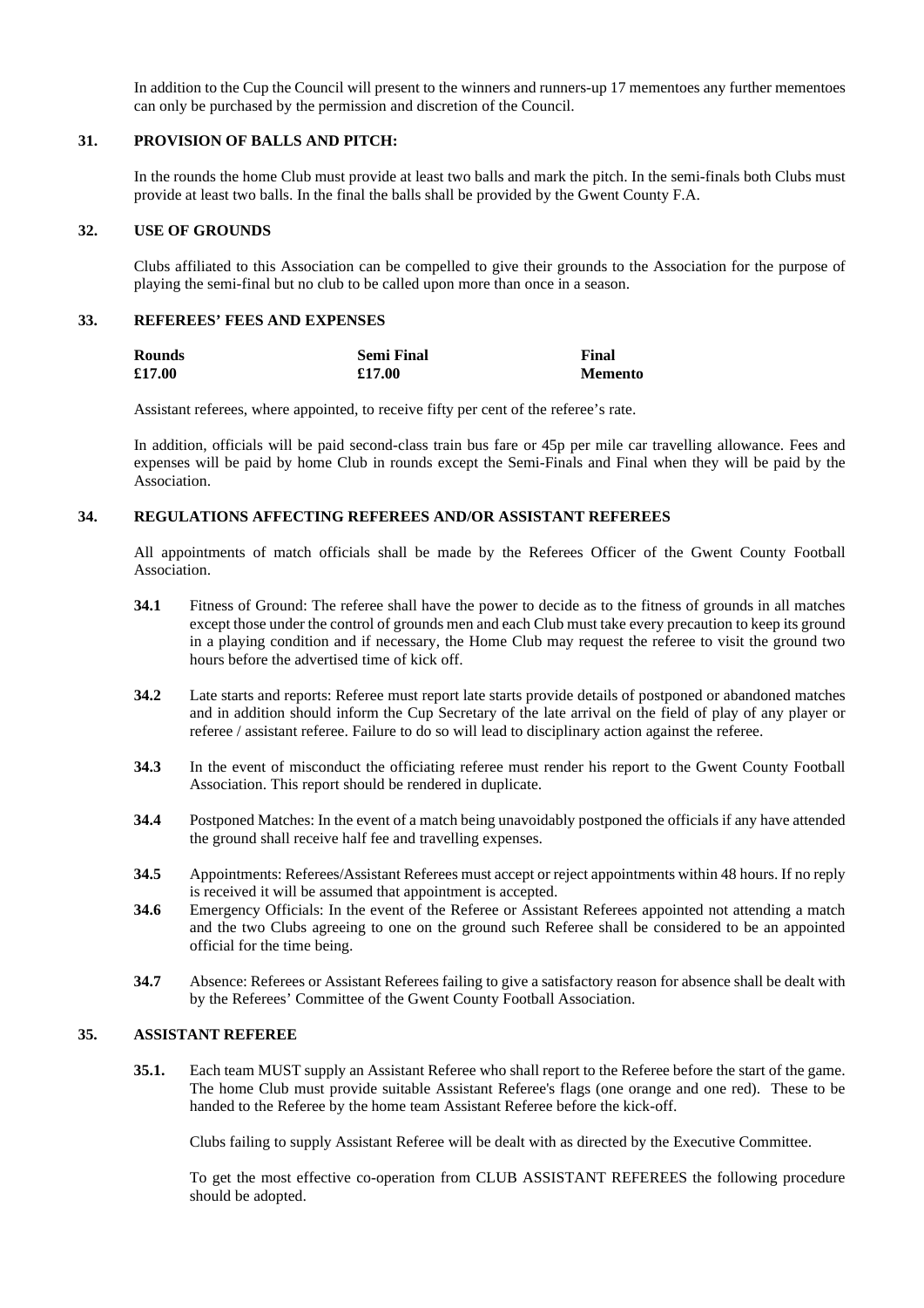In addition to the Cup the Council will present to the winners and runners-up 17 mementoes any further mementoes can only be purchased by the permission and discretion of the Council.

## 31. PROVISION OF BALLS AND PITCH:

In the rounds the home Club must provide at least two balls and mark the pitch. In the semi-finals both Clubs must provide at least two balls. In the final the balls shall be provided by the Gwent County F.A.

## 32. USE OF GROUNDS

Clubs affiliated to this Association can be compelled to give their grounds to the Association for the purpose of playing the semi-final but no club to be called upon more than once in a season.

## 33. REFEREES' FEES AND EXPENSES

| Rounds | Semi Final | Final |
|---|---|---|
| **£17.00** | **£17.00** | **Memento** |

Assistant referees, where appointed, to receive fifty per cent of the referee's rate.

In addition, officials will be paid second-class train bus fare or 45p per mile car travelling allowance. Fees and expenses will be paid by home Club in rounds except the Semi-Finals and Final when they will be paid by the Association.

## 34. REGULATIONS AFFECTING REFEREES AND/OR ASSISTANT REFEREES

All appointments of match officials shall be made by the Referees Officer of the Gwent County Football Association.

**34.1** Fitness of Ground: The referee shall have the power to decide as to the fitness of grounds in all matches except those under the control of grounds men and each Club must take every precaution to keep its ground in a playing condition and if necessary, the Home Club may request the referee to visit the ground two hours before the advertised time of kick off.

**34.2** Late starts and reports: Referee must report late starts provide details of postponed or abandoned matches and in addition should inform the Cup Secretary of the late arrival on the field of play of any player or referee / assistant referee. Failure to do so will lead to disciplinary action against the referee.

**34.3** In the event of misconduct the officiating referee must render his report to the Gwent County Football Association. This report should be rendered in duplicate.

**34.4** Postponed Matches: In the event of a match being unavoidably postponed the officials if any have attended the ground shall receive half fee and travelling expenses.

**34.5** Appointments: Referees/Assistant Referees must accept or reject appointments within 48 hours. If no reply is received it will be assumed that appointment is accepted.

**34.6** Emergency Officials: In the event of the Referee or Assistant Referees appointed not attending a match and the two Clubs agreeing to one on the ground such Referee shall be considered to be an appointed official for the time being.

**34.7** Absence: Referees or Assistant Referees failing to give a satisfactory reason for absence shall be dealt with by the Referees' Committee of the Gwent County Football Association.

## 35. ASSISTANT REFEREE

**35.1.** Each team MUST supply an Assistant Referee who shall report to the Referee before the start of the game. The home Club must provide suitable Assistant Referee's flags (one orange and one red). These to be handed to the Referee by the home team Assistant Referee before the kick-off.

Clubs failing to supply Assistant Referee will be dealt with as directed by the Executive Committee.

To get the most effective co-operation from CLUB ASSISTANT REFEREES the following procedure should be adopted.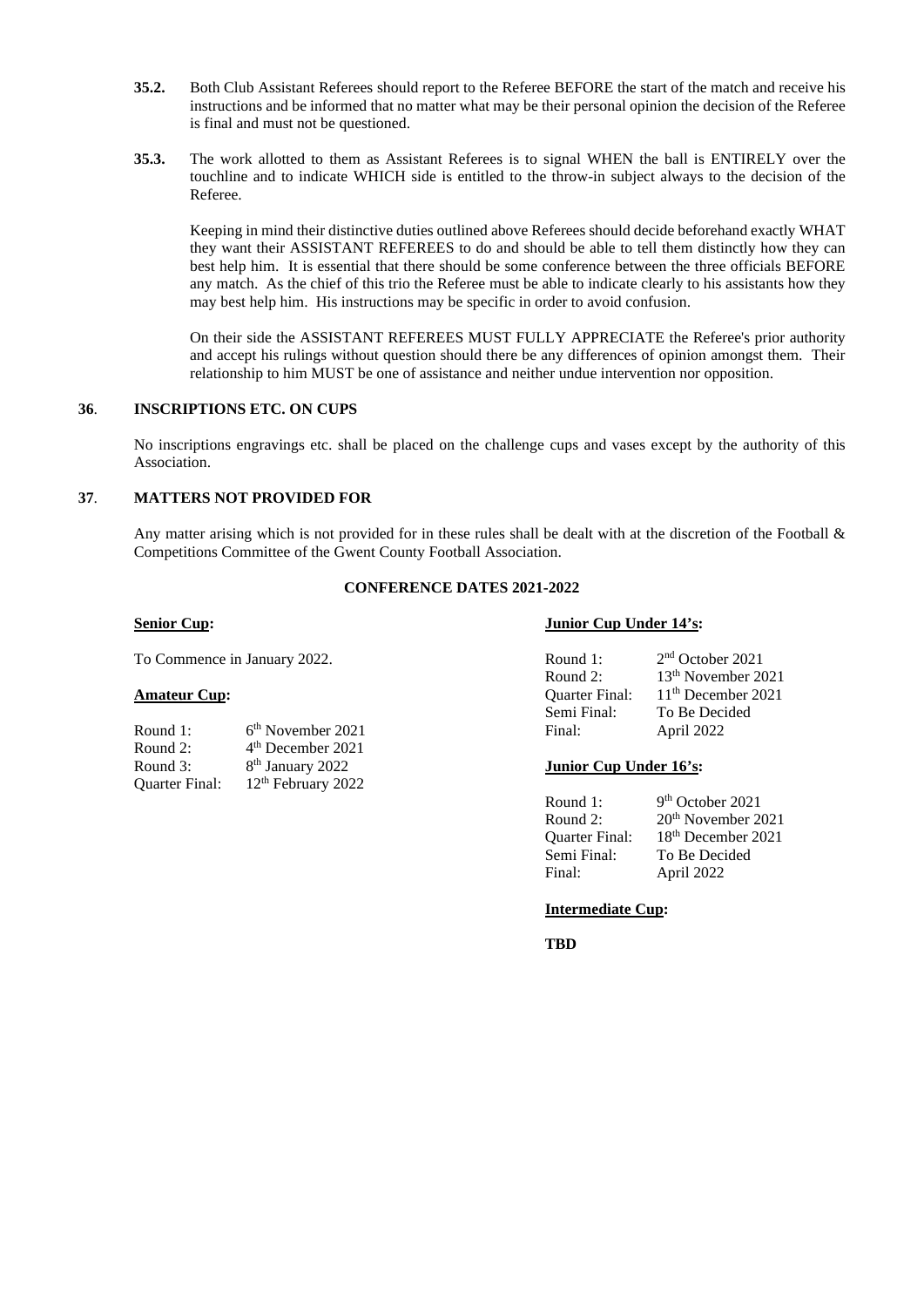**35.2.** Both Club Assistant Referees should report to the Referee BEFORE the start of the match and receive his instructions and be informed that no matter what may be their personal opinion the decision of the Referee is final and must not be questioned.

**35.3.** The work allotted to them as Assistant Referees is to signal WHEN the ball is ENTIRELY over the touchline and to indicate WHICH side is entitled to the throw-in subject always to the decision of the Referee.

Keeping in mind their distinctive duties outlined above Referees should decide beforehand exactly WHAT they want their ASSISTANT REFEREES to do and should be able to tell them distinctly how they can best help him. It is essential that there should be some conference between the three officials BEFORE any match. As the chief of this trio the Referee must be able to indicate clearly to his assistants how they may best help him. His instructions may be specific in order to avoid confusion.

On their side the ASSISTANT REFEREES MUST FULLY APPRECIATE the Referee's prior authority and accept his rulings without question should there be any differences of opinion amongst them. Their relationship to him MUST be one of assistance and neither undue intervention nor opposition.

## 36. INSCRIPTIONS ETC. ON CUPS

No inscriptions engravings etc. shall be placed on the challenge cups and vases except by the authority of this Association.

## 37. MATTERS NOT PROVIDED FOR

Any matter arising which is not provided for in these rules shall be dealt with at the discretion of the Football & Competitions Committee of the Gwent County Football Association.

### CONFERENCE DATES 2021-2022

**Senior Cup:**

To Commence in January 2022.

**Amateur Cup:**

| | |
|---|---|
| Round 1: | 6th November 2021 |
| Round 2: | 4th December 2021 |
| Round 3: | 8th January 2022 |
| Quarter Final: | 12th February 2022 |

**Junior Cup Under 14's:**

| | |
|---|---|
| Round 1: | 2nd October 2021 |
| Round 2: | 13th November 2021 |
| Quarter Final: | 11th December 2021 |
| Semi Final: | To Be Decided |
| Final: | April 2022 |

**Junior Cup Under 16's:**

| | |
|---|---|
| Round 1: | 9th October 2021 |
| Round 2: | 20th November 2021 |
| Quarter Final: | 18th December 2021 |
| Semi Final: | To Be Decided |
| Final: | April 2022 |

**Intermediate Cup:**

**TBD**